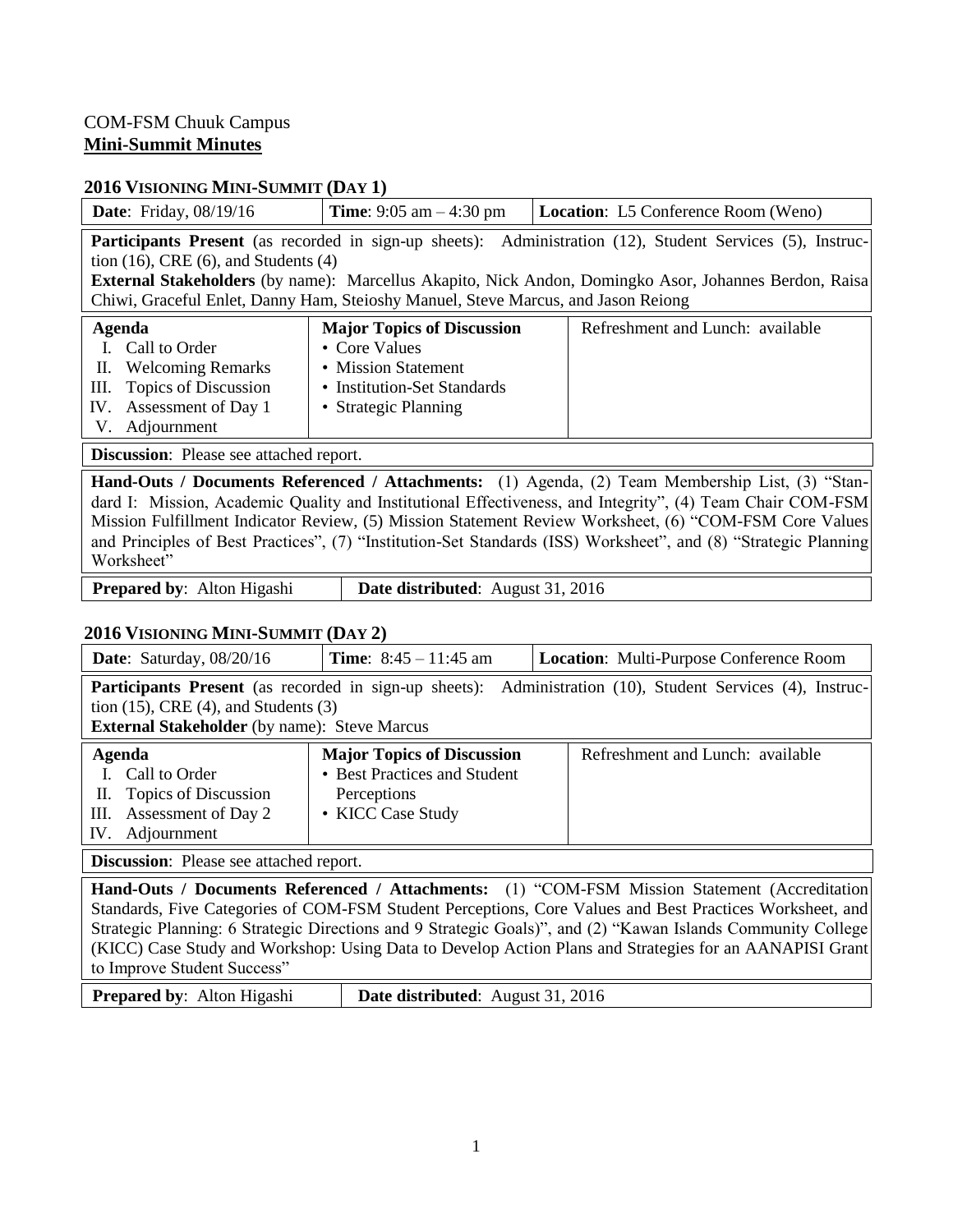COM-FSM Chuuk Campus

**Mini-Summit Minutes**

### 2016 VISIONING MINI-SUMMIT (DAY 1)

| **Date**: Friday, 08/19/16 | **Time**: 9:05 am – 4:30 pm | **Location**: L5 Conference Room (Weno) |
|---|---|---|

**Participants Present** (as recorded in sign-up sheets): Administration (12), Student Services (5), Instruction (16), CRE (6), and Students (4)
**External Stakeholders** (by name): Marcellus Akapito, Nick Andon, Domingko Asor, Johannes Berdon, Raisa Chiwi, Graceful Enlet, Danny Ham, Steioshy Manuel, Steve Marcus, and Jason Reiong

| **Agenda** | **Major Topics of Discussion** | Refreshment and Lunch: available |
|---|---|---|
| I. Call to Order<br>II. Welcoming Remarks<br>III. Topics of Discussion<br>IV. Assessment of Day 1<br>V. Adjournment | • Core Values<br>• Mission Statement<br>• Institution-Set Standards<br>• Strategic Planning | |

**Discussion**: Please see attached report.

**Hand-Outs / Documents Referenced / Attachments:** (1) Agenda, (2) Team Membership List, (3) "Standard I: Mission, Academic Quality and Institutional Effectiveness, and Integrity", (4) Team Chair COM-FSM Mission Fulfillment Indicator Review, (5) Mission Statement Review Worksheet, (6) "COM-FSM Core Values and Principles of Best Practices", (7) "Institution-Set Standards (ISS) Worksheet", and (8) "Strategic Planning Worksheet"

| **Prepared by**: Alton Higashi | **Date distributed**: August 31, 2016 |
|---|---|

### 2016 VISIONING MINI-SUMMIT (DAY 2)

| **Date**: Saturday, 08/20/16 | **Time**: 8:45 – 11:45 am | **Location**: Multi-Purpose Conference Room |
|---|---|---|

**Participants Present** (as recorded in sign-up sheets): Administration (10), Student Services (4), Instruction (15), CRE (4), and Students (3)
**External Stakeholder** (by name): Steve Marcus

| **Agenda** | **Major Topics of Discussion** | Refreshment and Lunch: available |
|---|---|---|
| I. Call to Order<br>II. Topics of Discussion<br>III. Assessment of Day 2<br>IV. Adjournment | • Best Practices and Student Perceptions<br>• KICC Case Study | |

**Discussion**: Please see attached report.

**Hand-Outs / Documents Referenced / Attachments:** (1) "COM-FSM Mission Statement (Accreditation Standards, Five Categories of COM-FSM Student Perceptions, Core Values and Best Practices Worksheet, and Strategic Planning: 6 Strategic Directions and 9 Strategic Goals)", and (2) "Kawan Islands Community College (KICC) Case Study and Workshop: Using Data to Develop Action Plans and Strategies for an AANAPISI Grant to Improve Student Success"

| **Prepared by**: Alton Higashi | **Date distributed**: August 31, 2016 |
|---|---|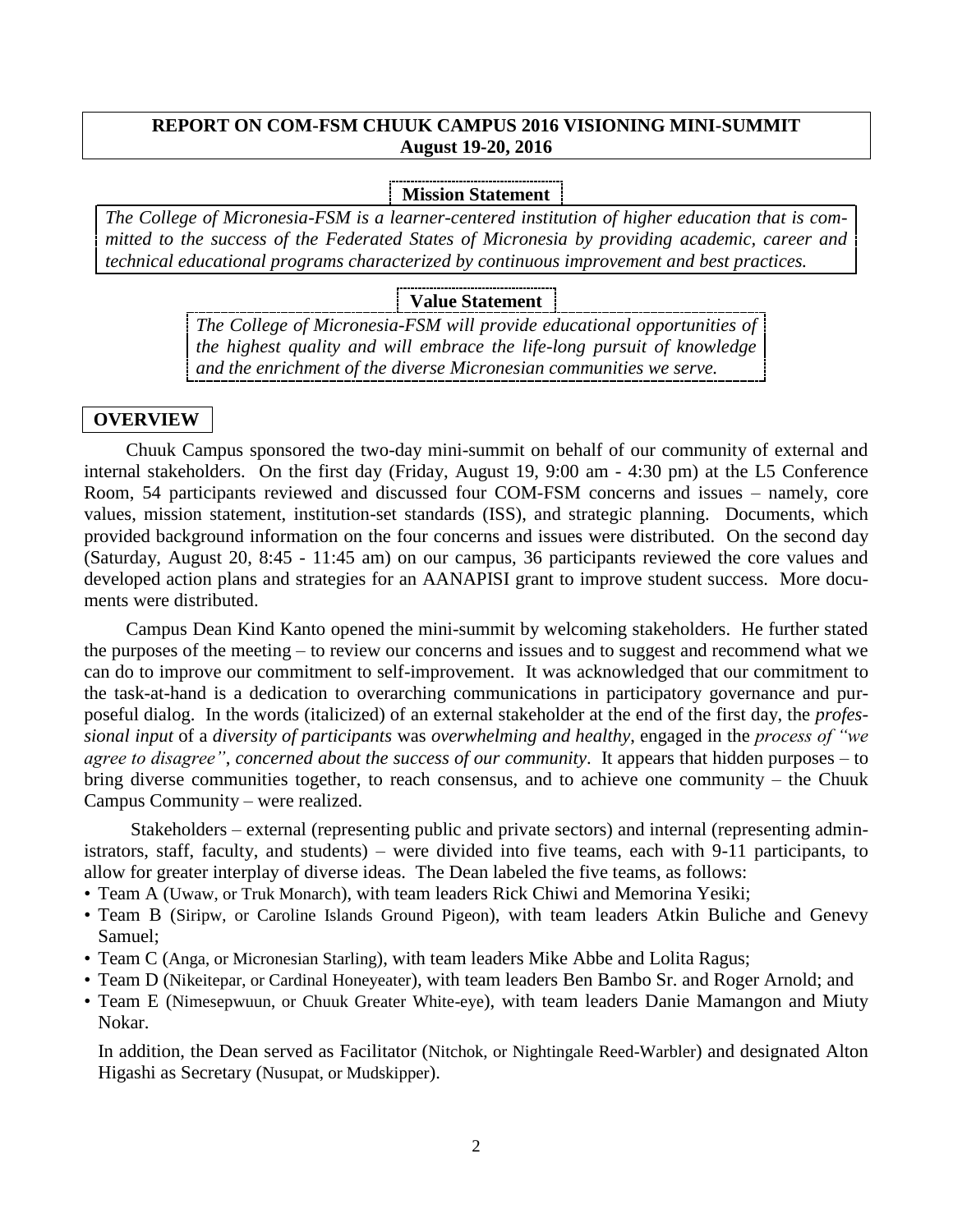**REPORT ON COM-FSM CHUUK CAMPUS 2016 VISIONING MINI-SUMMIT**
**August 19-20, 2016**

**Mission Statement**

*The College of Micronesia-FSM is a learner-centered institution of higher education that is committed to the success of the Federated States of Micronesia by providing academic, career and technical educational programs characterized by continuous improvement and best practices.*

**Value Statement**

*The College of Micronesia-FSM will provide educational opportunities of the highest quality and will embrace the life-long pursuit of knowledge and the enrichment of the diverse Micronesian communities we serve.*

## OVERVIEW

Chuuk Campus sponsored the two-day mini-summit on behalf of our community of external and internal stakeholders. On the first day (Friday, August 19, 9:00 am - 4:30 pm) at the L5 Conference Room, 54 participants reviewed and discussed four COM-FSM concerns and issues – namely, core values, mission statement, institution-set standards (ISS), and strategic planning. Documents, which provided background information on the four concerns and issues were distributed. On the second day (Saturday, August 20, 8:45 - 11:45 am) on our campus, 36 participants reviewed the core values and developed action plans and strategies for an AANAPISI grant to improve student success. More documents were distributed.

Campus Dean Kind Kanto opened the mini-summit by welcoming stakeholders. He further stated the purposes of the meeting – to review our concerns and issues and to suggest and recommend what we can do to improve our commitment to self-improvement. It was acknowledged that our commitment to the task-at-hand is a dedication to overarching communications in participatory governance and purposeful dialog. In the words (italicized) of an external stakeholder at the end of the first day, the *professional input* of a *diversity of participants* was *overwhelming and healthy*, engaged in the *process of "we agree to disagree"*, *concerned about the success of our community*. It appears that hidden purposes – to bring diverse communities together, to reach consensus, and to achieve one community – the Chuuk Campus Community – were realized.

Stakeholders – external (representing public and private sectors) and internal (representing administrators, staff, faculty, and students) – were divided into five teams, each with 9-11 participants, to allow for greater interplay of diverse ideas. The Dean labeled the five teams, as follows:

- Team A (Uwaw, or Truk Monarch), with team leaders Rick Chiwi and Memorina Yesiki;
- Team B (Siripw, or Caroline Islands Ground Pigeon), with team leaders Atkin Buliche and Genevy Samuel;
- Team C (Anga, or Micronesian Starling), with team leaders Mike Abbe and Lolita Ragus;
- Team D (Nikeitepar, or Cardinal Honeyeater), with team leaders Ben Bambo Sr. and Roger Arnold; and
- Team E (Nimesepwuun, or Chuuk Greater White-eye), with team leaders Danie Mamangon and Miuty Nokar.

In addition, the Dean served as Facilitator (Nitchok, or Nightingale Reed-Warbler) and designated Alton Higashi as Secretary (Nusupat, or Mudskipper).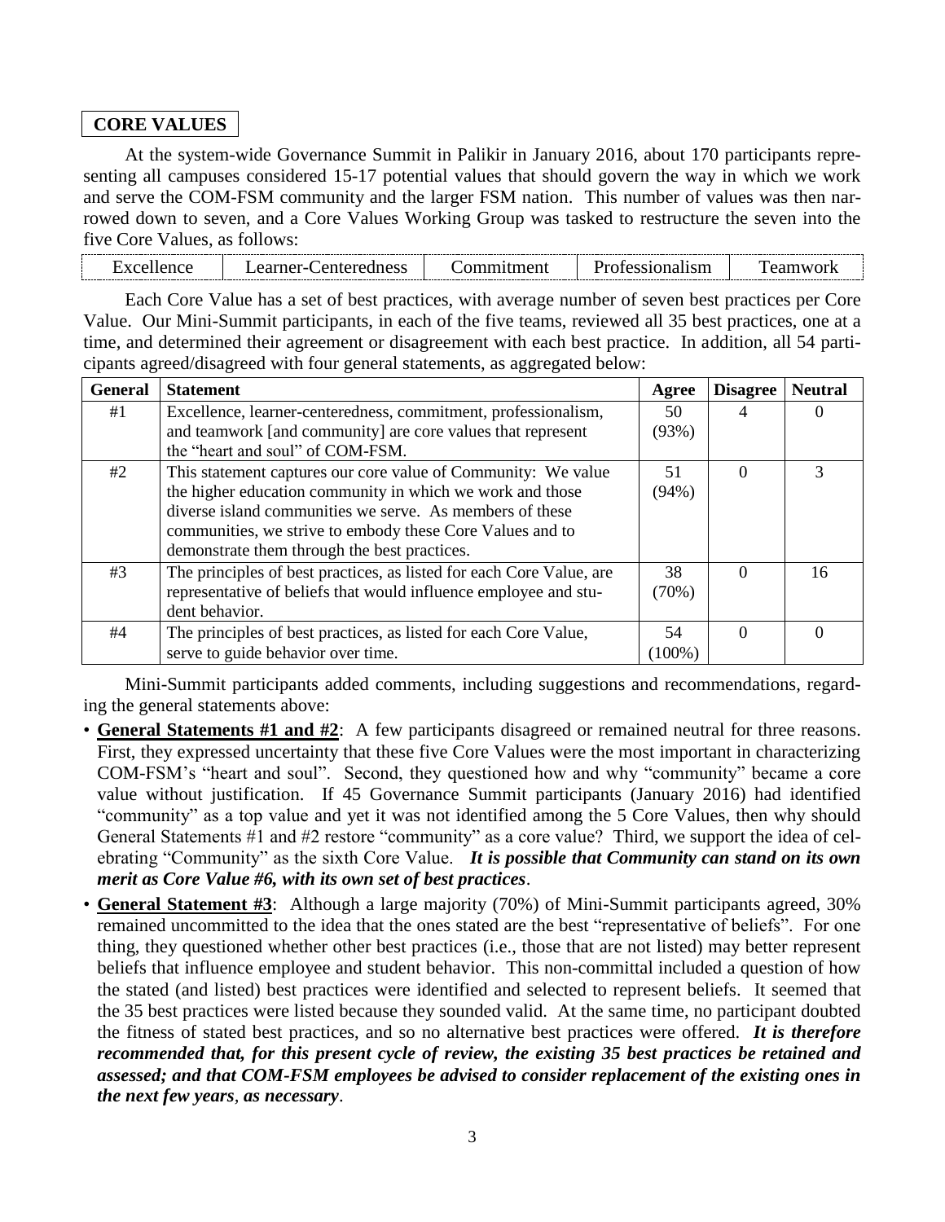## CORE VALUES

At the system-wide Governance Summit in Palikir in January 2016, about 170 participants representing all campuses considered 15-17 potential values that should govern the way in which we work and serve the COM-FSM community and the larger FSM nation. This number of values was then narrowed down to seven, and a Core Values Working Group was tasked to restructure the seven into the five Core Values, as follows:

| Excellence | Learner-Centeredness | Commitment | Professionalism | Teamwork |
|---|---|---|---|---|

Each Core Value has a set of best practices, with average number of seven best practices per Core Value. Our Mini-Summit participants, in each of the five teams, reviewed all 35 best practices, one at a time, and determined their agreement or disagreement with each best practice. In addition, all 54 participants agreed/disagreed with four general statements, as aggregated below:

| General | Statement | Agree | Disagree | Neutral |
|---|---|---|---|---|
| #1 | Excellence, learner-centeredness, commitment, professionalism, and teamwork [and community] are core values that represent the "heart and soul" of COM-FSM. | 50 (93%) | 4 | 0 |
| #2 | This statement captures our core value of Community: We value the higher education community in which we work and those diverse island communities we serve. As members of these communities, we strive to embody these Core Values and to demonstrate them through the best practices. | 51 (94%) | 0 | 3 |
| #3 | The principles of best practices, as listed for each Core Value, are representative of beliefs that would influence employee and student behavior. | 38 (70%) | 0 | 16 |
| #4 | The principles of best practices, as listed for each Core Value, serve to guide behavior over time. | 54 (100%) | 0 | 0 |

Mini-Summit participants added comments, including suggestions and recommendations, regarding the general statements above:

- **General Statements #1 and #2**: A few participants disagreed or remained neutral for three reasons. First, they expressed uncertainty that these five Core Values were the most important in characterizing COM-FSM's "heart and soul". Second, they questioned how and why "community" became a core value without justification. If 45 Governance Summit participants (January 2016) had identified "community" as a top value and yet it was not identified among the 5 Core Values, then why should General Statements #1 and #2 restore "community" as a core value? Third, we support the idea of celebrating "Community" as the sixth Core Value. ***It is possible that Community can stand on its own merit as Core Value #6, with its own set of best practices***.
- **General Statement #3**: Although a large majority (70%) of Mini-Summit participants agreed, 30% remained uncommitted to the idea that the ones stated are the best "representative of beliefs". For one thing, they questioned whether other best practices (i.e., those that are not listed) may better represent beliefs that influence employee and student behavior. This non-committal included a question of how the stated (and listed) best practices were identified and selected to represent beliefs. It seemed that the 35 best practices were listed because they sounded valid. At the same time, no participant doubted the fitness of stated best practices, and so no alternative best practices were offered. ***It is therefore recommended that, for this present cycle of review, the existing 35 best practices be retained and assessed; and that COM-FSM employees be advised to consider replacement of the existing ones in the next few years*, *as necessary***.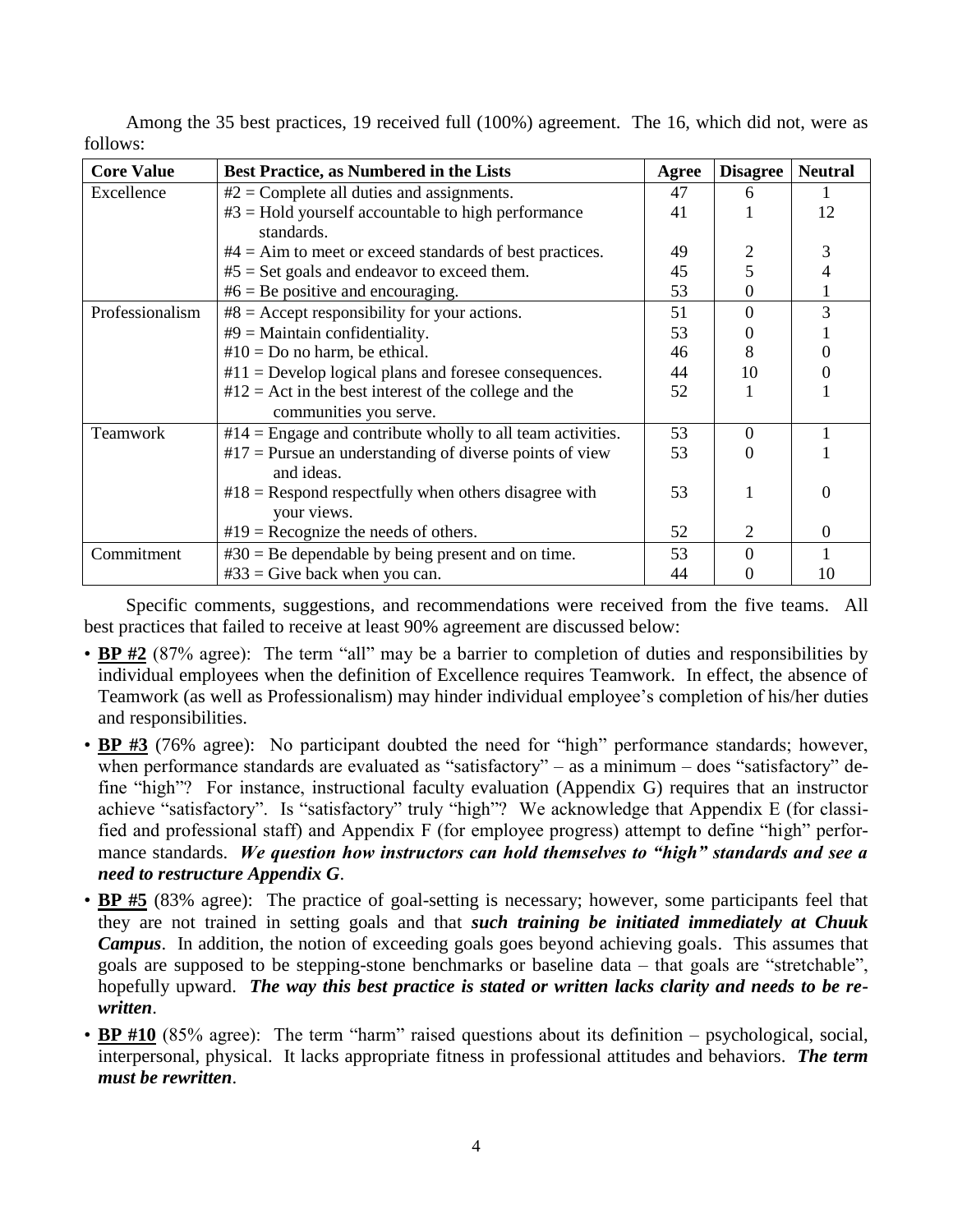Among the 35 best practices, 19 received full (100%) agreement. The 16, which did not, were as follows:

| Core Value | Best Practice, as Numbered in the Lists | Agree | Disagree | Neutral |
|---|---|---|---|---|
| Excellence | #2 = Complete all duties and assignments. | 47 | 6 | 1 |
| | #3 = Hold yourself accountable to high performance standards. | 41 | 1 | 12 |
| | #4 = Aim to meet or exceed standards of best practices. | 49 | 2 | 3 |
| | #5 = Set goals and endeavor to exceed them. | 45 | 5 | 4 |
| | #6 = Be positive and encouraging. | 53 | 0 | 1 |
| Professionalism | #8 = Accept responsibility for your actions. | 51 | 0 | 3 |
| | #9 = Maintain confidentiality. | 53 | 0 | 1 |
| | #10 = Do no harm, be ethical. | 46 | 8 | 0 |
| | #11 = Develop logical plans and foresee consequences. | 44 | 10 | 0 |
| | #12 = Act in the best interest of the college and the communities you serve. | 52 | 1 | 1 |
| Teamwork | #14 = Engage and contribute wholly to all team activities. | 53 | 0 | 1 |
| | #17 = Pursue an understanding of diverse points of view and ideas. | 53 | 0 | 1 |
| | #18 = Respond respectfully when others disagree with your views. | 53 | 1 | 0 |
| | #19 = Recognize the needs of others. | 52 | 2 | 0 |
| Commitment | #30 = Be dependable by being present and on time. | 53 | 0 | 1 |
| | #33 = Give back when you can. | 44 | 0 | 10 |

Specific comments, suggestions, and recommendations were received from the five teams. All best practices that failed to receive at least 90% agreement are discussed below:

- **BP #2** (87% agree): The term "all" may be a barrier to completion of duties and responsibilities by individual employees when the definition of Excellence requires Teamwork. In effect, the absence of Teamwork (as well as Professionalism) may hinder individual employee's completion of his/her duties and responsibilities.
- **BP #3** (76% agree): No participant doubted the need for "high" performance standards; however, when performance standards are evaluated as "satisfactory" – as a minimum – does "satisfactory" define "high"? For instance, instructional faculty evaluation (Appendix G) requires that an instructor achieve "satisfactory". Is "satisfactory" truly "high"? We acknowledge that Appendix E (for classified and professional staff) and Appendix F (for employee progress) attempt to define "high" performance standards. ***We question how instructors can hold themselves to "high" standards and see a need to restructure Appendix G***.
- **BP #5** (83% agree): The practice of goal-setting is necessary; however, some participants feel that they are not trained in setting goals and that ***such training be initiated immediately at Chuuk Campus***. In addition, the notion of exceeding goals goes beyond achieving goals. This assumes that goals are supposed to be stepping-stone benchmarks or baseline data – that goals are "stretchable", hopefully upward. ***The way this best practice is stated or written lacks clarity and needs to be rewritten***.
- **BP #10** (85% agree): The term "harm" raised questions about its definition – psychological, social, interpersonal, physical. It lacks appropriate fitness in professional attitudes and behaviors. ***The term must be rewritten***.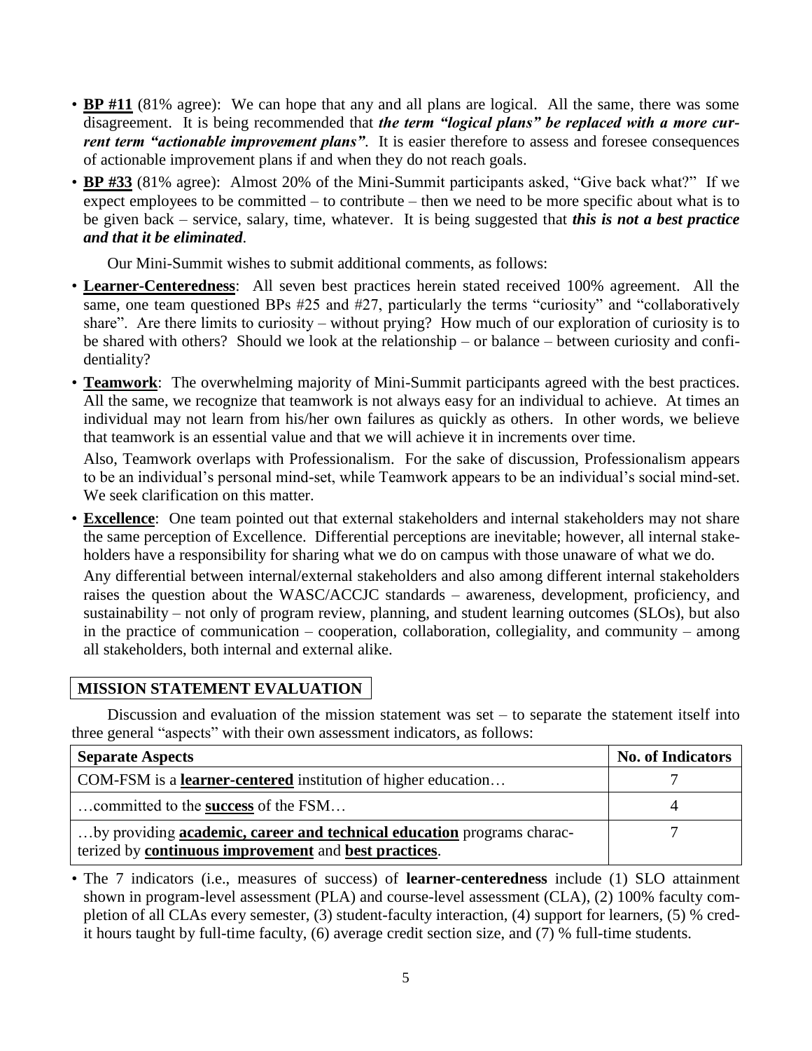- **BP #11** (81% agree): We can hope that any and all plans are logical. All the same, there was some disagreement. It is being recommended that ***the term "logical plans" be replaced with a more current term "actionable improvement plans"***. It is easier therefore to assess and foresee consequences of actionable improvement plans if and when they do not reach goals.
- **BP #33** (81% agree): Almost 20% of the Mini-Summit participants asked, "Give back what?" If we expect employees to be committed – to contribute – then we need to be more specific about what is to be given back – service, salary, time, whatever. It is being suggested that ***this is not a best practice and that it be eliminated***.

Our Mini-Summit wishes to submit additional comments, as follows:

- **Learner-Centeredness**: All seven best practices herein stated received 100% agreement. All the same, one team questioned BPs #25 and #27, particularly the terms "curiosity" and "collaboratively share". Are there limits to curiosity – without prying? How much of our exploration of curiosity is to be shared with others? Should we look at the relationship – or balance – between curiosity and confidentiality?
- **Teamwork**: The overwhelming majority of Mini-Summit participants agreed with the best practices. All the same, we recognize that teamwork is not always easy for an individual to achieve. At times an individual may not learn from his/her own failures as quickly as others. In other words, we believe that teamwork is an essential value and that we will achieve it in increments over time.

  Also, Teamwork overlaps with Professionalism. For the sake of discussion, Professionalism appears to be an individual's personal mind-set, while Teamwork appears to be an individual's social mind-set. We seek clarification on this matter.
- **Excellence**: One team pointed out that external stakeholders and internal stakeholders may not share the same perception of Excellence. Differential perceptions are inevitable; however, all internal stakeholders have a responsibility for sharing what we do on campus with those unaware of what we do.

  Any differential between internal/external stakeholders and also among different internal stakeholders raises the question about the WASC/ACCJC standards – awareness, development, proficiency, and sustainability – not only of program review, planning, and student learning outcomes (SLOs), but also in the practice of communication – cooperation, collaboration, collegiality, and community – among all stakeholders, both internal and external alike.

## MISSION STATEMENT EVALUATION

Discussion and evaluation of the mission statement was set – to separate the statement itself into three general "aspects" with their own assessment indicators, as follows:

| Separate Aspects | No. of Indicators |
|---|---|
| COM-FSM is a **learner-centered** institution of higher education… | 7 |
| …committed to the **success** of the FSM… | 4 |
| …by providing **academic, career and technical education** programs characterized by **continuous improvement** and **best practices**. | 7 |

- The 7 indicators (i.e., measures of success) of **learner-centeredness** include (1) SLO attainment shown in program-level assessment (PLA) and course-level assessment (CLA), (2) 100% faculty completion of all CLAs every semester, (3) student-faculty interaction, (4) support for learners, (5) % credit hours taught by full-time faculty, (6) average credit section size, and (7) % full-time students.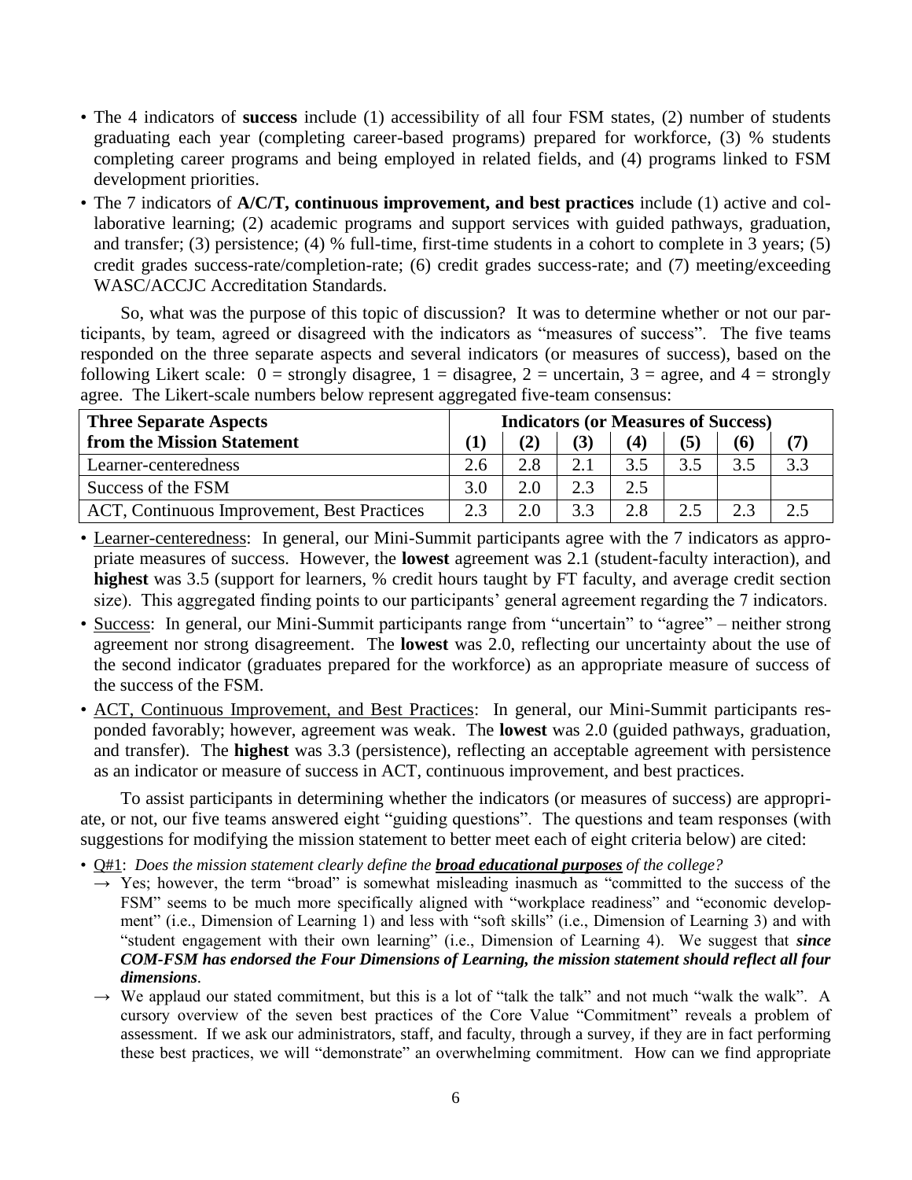- The 4 indicators of **success** include (1) accessibility of all four FSM states, (2) number of students graduating each year (completing career-based programs) prepared for workforce, (3) % students completing career programs and being employed in related fields, and (4) programs linked to FSM development priorities.
- The 7 indicators of **A/C/T, continuous improvement, and best practices** include (1) active and collaborative learning; (2) academic programs and support services with guided pathways, graduation, and transfer; (3) persistence; (4) % full-time, first-time students in a cohort to complete in 3 years; (5) credit grades success-rate/completion-rate; (6) credit grades success-rate; and (7) meeting/exceeding WASC/ACCJC Accreditation Standards.

So, what was the purpose of this topic of discussion? It was to determine whether or not our participants, by team, agreed or disagreed with the indicators as "measures of success". The five teams responded on the three separate aspects and several indicators (or measures of success), based on the following Likert scale: 0 = strongly disagree, 1 = disagree, 2 = uncertain, 3 = agree, and 4 = strongly agree. The Likert-scale numbers below represent aggregated five-team consensus:

| **Three Separate Aspects from the Mission Statement** | **Indicators (or Measures of Success)** | | | | | | |
|---|---|---|---|---|---|---|---|
| | **(1)** | **(2)** | **(3)** | **(4)** | **(5)** | **(6)** | **(7)** |
| Learner-centeredness | 2.6 | 2.8 | 2.1 | 3.5 | 3.5 | 3.5 | 3.3 |
| Success of the FSM | 3.0 | 2.0 | 2.3 | 2.5 | | | |
| ACT, Continuous Improvement, Best Practices | 2.3 | 2.0 | 3.3 | 2.8 | 2.5 | 2.3 | 2.5 |

- Learner-centeredness: In general, our Mini-Summit participants agree with the 7 indicators as appropriate measures of success. However, the **lowest** agreement was 2.1 (student-faculty interaction), and **highest** was 3.5 (support for learners, % credit hours taught by FT faculty, and average credit section size). This aggregated finding points to our participants' general agreement regarding the 7 indicators.
- Success: In general, our Mini-Summit participants range from "uncertain" to "agree" – neither strong agreement nor strong disagreement. The **lowest** was 2.0, reflecting our uncertainty about the use of the second indicator (graduates prepared for the workforce) as an appropriate measure of success of the success of the FSM.
- ACT, Continuous Improvement, and Best Practices: In general, our Mini-Summit participants responded favorably; however, agreement was weak. The **lowest** was 2.0 (guided pathways, graduation, and transfer). The **highest** was 3.3 (persistence), reflecting an acceptable agreement with persistence as an indicator or measure of success in ACT, continuous improvement, and best practices.

To assist participants in determining whether the indicators (or measures of success) are appropriate, or not, our five teams answered eight "guiding questions". The questions and team responses (with suggestions for modifying the mission statement to better meet each of eight criteria below) are cited:

- Q#1: *Does the mission statement clearly define the **broad educational purposes** of the college?*
  - → Yes; however, the term "broad" is somewhat misleading inasmuch as "committed to the success of the FSM" seems to be much more specifically aligned with "workplace readiness" and "economic development" (i.e., Dimension of Learning 1) and less with "soft skills" (i.e., Dimension of Learning 3) and with "student engagement with their own learning" (i.e., Dimension of Learning 4). We suggest that ***since COM-FSM has endorsed the Four Dimensions of Learning, the mission statement should reflect all four dimensions***.
  - → We applaud our stated commitment, but this is a lot of "talk the talk" and not much "walk the walk". A cursory overview of the seven best practices of the Core Value "Commitment" reveals a problem of assessment. If we ask our administrators, staff, and faculty, through a survey, if they are in fact performing these best practices, we will "demonstrate" an overwhelming commitment. How can we find appropriate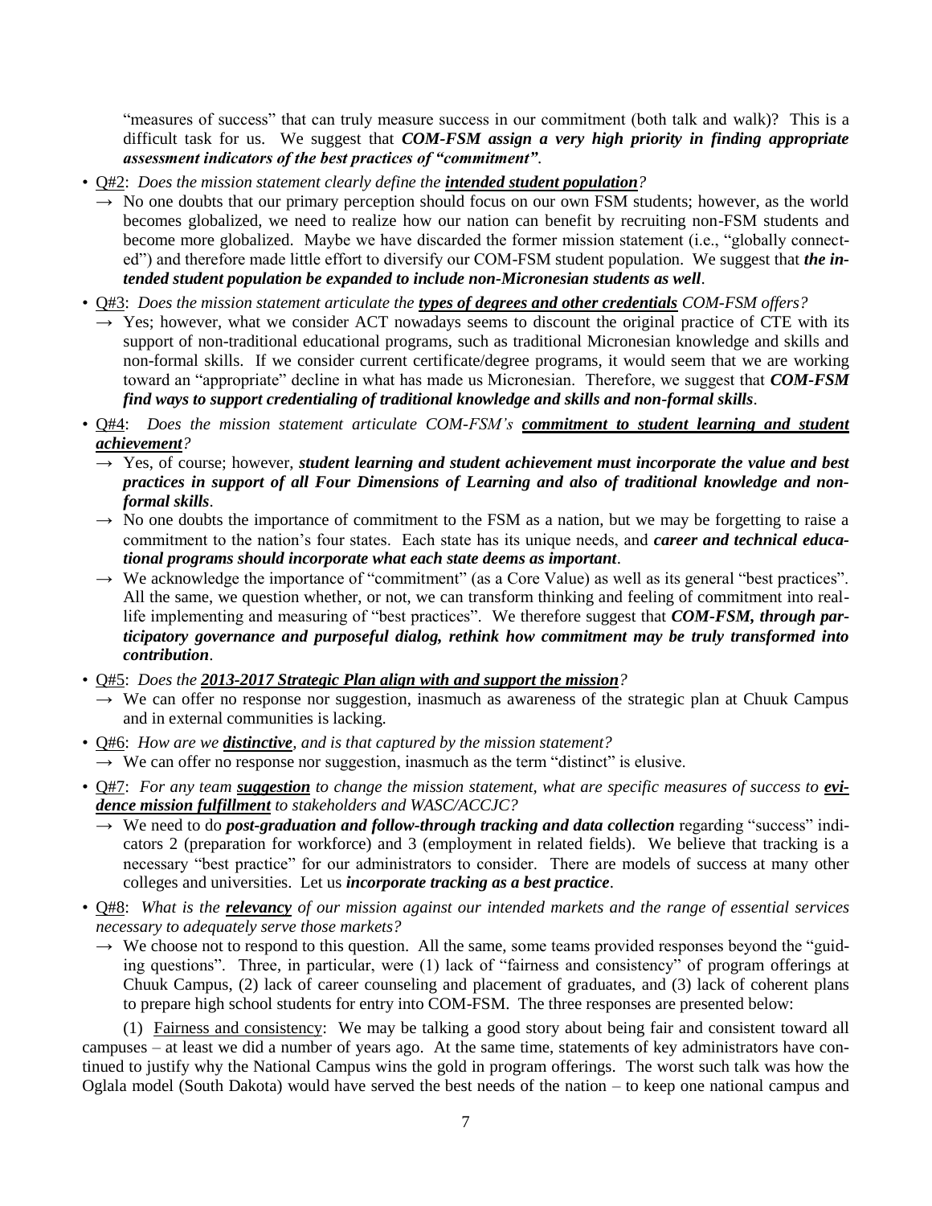"measures of success" that can truly measure success in our commitment (both talk and walk)? This is a difficult task for us. We suggest that ***COM-FSM assign a very high priority in finding appropriate assessment indicators of the best practices of "commitment"***.

- Q#2: *Does the mission statement clearly define the* ***intended student population****?*
  - → No one doubts that our primary perception should focus on our own FSM students; however, as the world becomes globalized, we need to realize how our nation can benefit by recruiting non-FSM students and become more globalized. Maybe we have discarded the former mission statement (i.e., "globally connected") and therefore made little effort to diversify our COM-FSM student population. We suggest that ***the intended student population be expanded to include non-Micronesian students as well***.
- Q#3: *Does the mission statement articulate the* ***types of degrees and other credentials*** *COM-FSM offers?*
  - → Yes; however, what we consider ACT nowadays seems to discount the original practice of CTE with its support of non-traditional educational programs, such as traditional Micronesian knowledge and skills and non-formal skills. If we consider current certificate/degree programs, it would seem that we are working toward an "appropriate" decline in what has made us Micronesian. Therefore, we suggest that ***COM-FSM find ways to support credentialing of traditional knowledge and skills and non-formal skills***.
- Q#4: *Does the mission statement articulate COM-FSM's* ***commitment to student learning and student achievement****?*
  - → Yes, of course; however, ***student learning and student achievement must incorporate the value and best practices in support of all Four Dimensions of Learning and also of traditional knowledge and non-formal skills***.
  - → No one doubts the importance of commitment to the FSM as a nation, but we may be forgetting to raise a commitment to the nation's four states. Each state has its unique needs, and ***career and technical educational programs should incorporate what each state deems as important***.
  - → We acknowledge the importance of "commitment" (as a Core Value) as well as its general "best practices". All the same, we question whether, or not, we can transform thinking and feeling of commitment into real-life implementing and measuring of "best practices". We therefore suggest that ***COM-FSM, through participatory governance and purposeful dialog, rethink how commitment may be truly transformed into contribution***.
- Q#5: *Does the* ***2013-2017 Strategic Plan align with and support the mission****?*
  - → We can offer no response nor suggestion, inasmuch as awareness of the strategic plan at Chuuk Campus and in external communities is lacking.
- Q#6: *How are we* ***distinctive****, and is that captured by the mission statement?*
  - → We can offer no response nor suggestion, inasmuch as the term "distinct" is elusive.
- Q#7: *For any team* ***suggestion*** *to change the mission statement, what are specific measures of success to* ***evidence mission fulfillment*** *to stakeholders and WASC/ACCJC?*
  - → We need to do ***post-graduation and follow-through tracking and data collection*** regarding "success" indicators 2 (preparation for workforce) and 3 (employment in related fields). We believe that tracking is a necessary "best practice" for our administrators to consider. There are models of success at many other colleges and universities. Let us ***incorporate tracking as a best practice***.
- Q#8: *What is the* ***relevancy*** *of our mission against our intended markets and the range of essential services necessary to adequately serve those markets?*
  - → We choose not to respond to this question. All the same, some teams provided responses beyond the "guiding questions". Three, in particular, were (1) lack of "fairness and consistency" of program offerings at Chuuk Campus, (2) lack of career counseling and placement of graduates, and (3) lack of coherent plans to prepare high school students for entry into COM-FSM. The three responses are presented below:

(1) Fairness and consistency: We may be talking a good story about being fair and consistent toward all campuses – at least we did a number of years ago. At the same time, statements of key administrators have continued to justify why the National Campus wins the gold in program offerings. The worst such talk was how the Oglala model (South Dakota) would have served the best needs of the nation – to keep one national campus and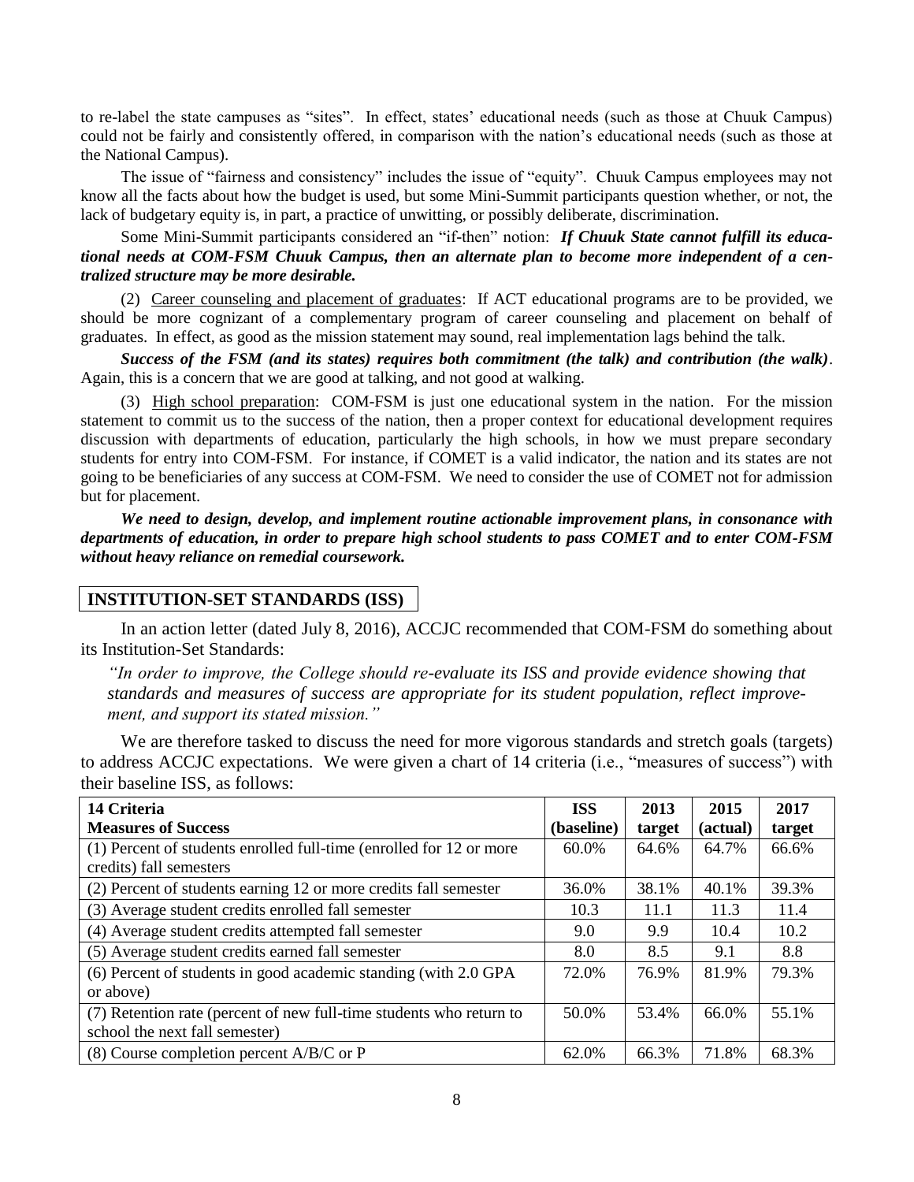to re-label the state campuses as "sites". In effect, states' educational needs (such as those at Chuuk Campus) could not be fairly and consistently offered, in comparison with the nation's educational needs (such as those at the National Campus).

The issue of "fairness and consistency" includes the issue of "equity". Chuuk Campus employees may not know all the facts about how the budget is used, but some Mini-Summit participants question whether, or not, the lack of budgetary equity is, in part, a practice of unwitting, or possibly deliberate, discrimination.

Some Mini-Summit participants considered an "if-then" notion: ***If Chuuk State cannot fulfill its educational needs at COM-FSM Chuuk Campus, then an alternate plan to become more independent of a centralized structure may be more desirable.***

(2) Career counseling and placement of graduates: If ACT educational programs are to be provided, we should be more cognizant of a complementary program of career counseling and placement on behalf of graduates. In effect, as good as the mission statement may sound, real implementation lags behind the talk.

***Success of the FSM (and its states) requires both commitment (the talk) and contribution (the walk)***. Again, this is a concern that we are good at talking, and not good at walking.

(3) High school preparation: COM-FSM is just one educational system in the nation. For the mission statement to commit us to the success of the nation, then a proper context for educational development requires discussion with departments of education, particularly the high schools, in how we must prepare secondary students for entry into COM-FSM. For instance, if COMET is a valid indicator, the nation and its states are not going to be beneficiaries of any success at COM-FSM. We need to consider the use of COMET not for admission but for placement.

***We need to design, develop, and implement routine actionable improvement plans, in consonance with departments of education, in order to prepare high school students to pass COMET and to enter COM-FSM without heavy reliance on remedial coursework.***

## INSTITUTION-SET STANDARDS (ISS)

In an action letter (dated July 8, 2016), ACCJC recommended that COM-FSM do something about its Institution-Set Standards:

*"In order to improve, the College should re-evaluate its ISS and provide evidence showing that standards and measures of success are appropriate for its student population, reflect improvement, and support its stated mission."*

We are therefore tasked to discuss the need for more vigorous standards and stretch goals (targets) to address ACCJC expectations. We were given a chart of 14 criteria (i.e., "measures of success") with their baseline ISS, as follows:

| 14 Criteria<br>Measures of Success | ISS<br>(baseline) | 2013<br>target | 2015<br>(actual) | 2017<br>target |
|---|---|---|---|---|
| (1) Percent of students enrolled full-time (enrolled for 12 or more credits) fall semesters | 60.0% | 64.6% | 64.7% | 66.6% |
| (2) Percent of students earning 12 or more credits fall semester | 36.0% | 38.1% | 40.1% | 39.3% |
| (3) Average student credits enrolled fall semester | 10.3 | 11.1 | 11.3 | 11.4 |
| (4) Average student credits attempted fall semester | 9.0 | 9.9 | 10.4 | 10.2 |
| (5) Average student credits earned fall semester | 8.0 | 8.5 | 9.1 | 8.8 |
| (6) Percent of students in good academic standing (with 2.0 GPA or above) | 72.0% | 76.9% | 81.9% | 79.3% |
| (7) Retention rate (percent of new full-time students who return to school the next fall semester) | 50.0% | 53.4% | 66.0% | 55.1% |
| (8) Course completion percent A/B/C or P | 62.0% | 66.3% | 71.8% | 68.3% |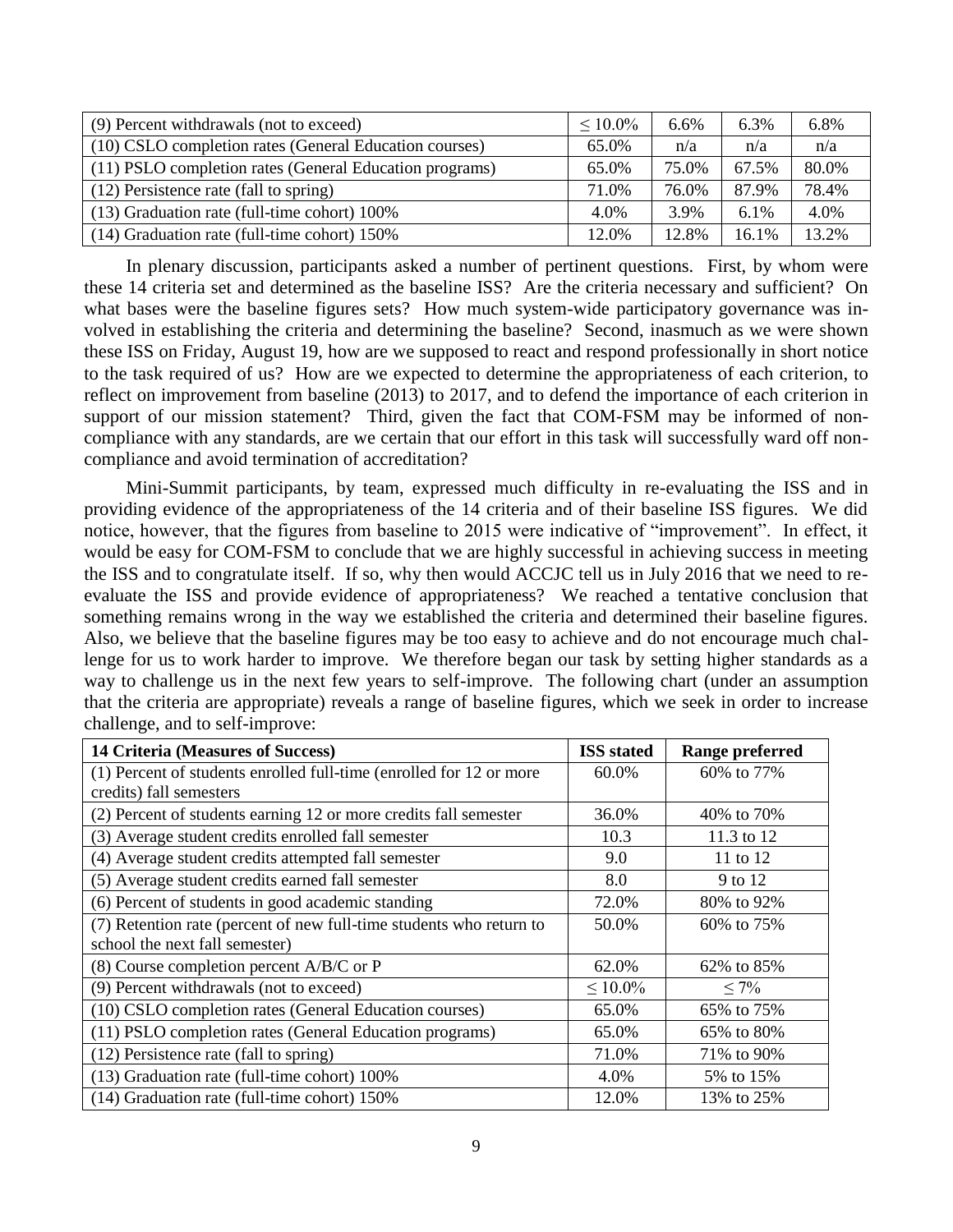| | | | | |
|---|---|---|---|---|
| (9) Percent withdrawals (not to exceed) | ≤ 10.0% | 6.6% | 6.3% | 6.8% |
| (10) CSLO completion rates (General Education courses) | 65.0% | n/a | n/a | n/a |
| (11) PSLO completion rates (General Education programs) | 65.0% | 75.0% | 67.5% | 80.0% |
| (12) Persistence rate (fall to spring) | 71.0% | 76.0% | 87.9% | 78.4% |
| (13) Graduation rate (full-time cohort) 100% | 4.0% | 3.9% | 6.1% | 4.0% |
| (14) Graduation rate (full-time cohort) 150% | 12.0% | 12.8% | 16.1% | 13.2% |

In plenary discussion, participants asked a number of pertinent questions. First, by whom were these 14 criteria set and determined as the baseline ISS? Are the criteria necessary and sufficient? On what bases were the baseline figures sets? How much system-wide participatory governance was involved in establishing the criteria and determining the baseline? Second, inasmuch as we were shown these ISS on Friday, August 19, how are we supposed to react and respond professionally in short notice to the task required of us? How are we expected to determine the appropriateness of each criterion, to reflect on improvement from baseline (2013) to 2017, and to defend the importance of each criterion in support of our mission statement? Third, given the fact that COM-FSM may be informed of non-compliance with any standards, are we certain that our effort in this task will successfully ward off non-compliance and avoid termination of accreditation?

Mini-Summit participants, by team, expressed much difficulty in re-evaluating the ISS and in providing evidence of the appropriateness of the 14 criteria and of their baseline ISS figures. We did notice, however, that the figures from baseline to 2015 were indicative of "improvement". In effect, it would be easy for COM-FSM to conclude that we are highly successful in achieving success in meeting the ISS and to congratulate itself. If so, why then would ACCJC tell us in July 2016 that we need to re-evaluate the ISS and provide evidence of appropriateness? We reached a tentative conclusion that something remains wrong in the way we established the criteria and determined their baseline figures. Also, we believe that the baseline figures may be too easy to achieve and do not encourage much challenge for us to work harder to improve. We therefore began our task by setting higher standards as a way to challenge us in the next few years to self-improve. The following chart (under an assumption that the criteria are appropriate) reveals a range of baseline figures, which we seek in order to increase challenge, and to self-improve:

| 14 Criteria (Measures of Success) | ISS stated | Range preferred |
|---|---|---|
| (1) Percent of students enrolled full-time (enrolled for 12 or more credits) fall semesters | 60.0% | 60% to 77% |
| (2) Percent of students earning 12 or more credits fall semester | 36.0% | 40% to 70% |
| (3) Average student credits enrolled fall semester | 10.3 | 11.3 to 12 |
| (4) Average student credits attempted fall semester | 9.0 | 11 to 12 |
| (5) Average student credits earned fall semester | 8.0 | 9 to 12 |
| (6) Percent of students in good academic standing | 72.0% | 80% to 92% |
| (7) Retention rate (percent of new full-time students who return to school the next fall semester) | 50.0% | 60% to 75% |
| (8) Course completion percent A/B/C or P | 62.0% | 62% to 85% |
| (9) Percent withdrawals (not to exceed) | ≤ 10.0% | ≤ 7% |
| (10) CSLO completion rates (General Education courses) | 65.0% | 65% to 75% |
| (11) PSLO completion rates (General Education programs) | 65.0% | 65% to 80% |
| (12) Persistence rate (fall to spring) | 71.0% | 71% to 90% |
| (13) Graduation rate (full-time cohort) 100% | 4.0% | 5% to 15% |
| (14) Graduation rate (full-time cohort) 150% | 12.0% | 13% to 25% |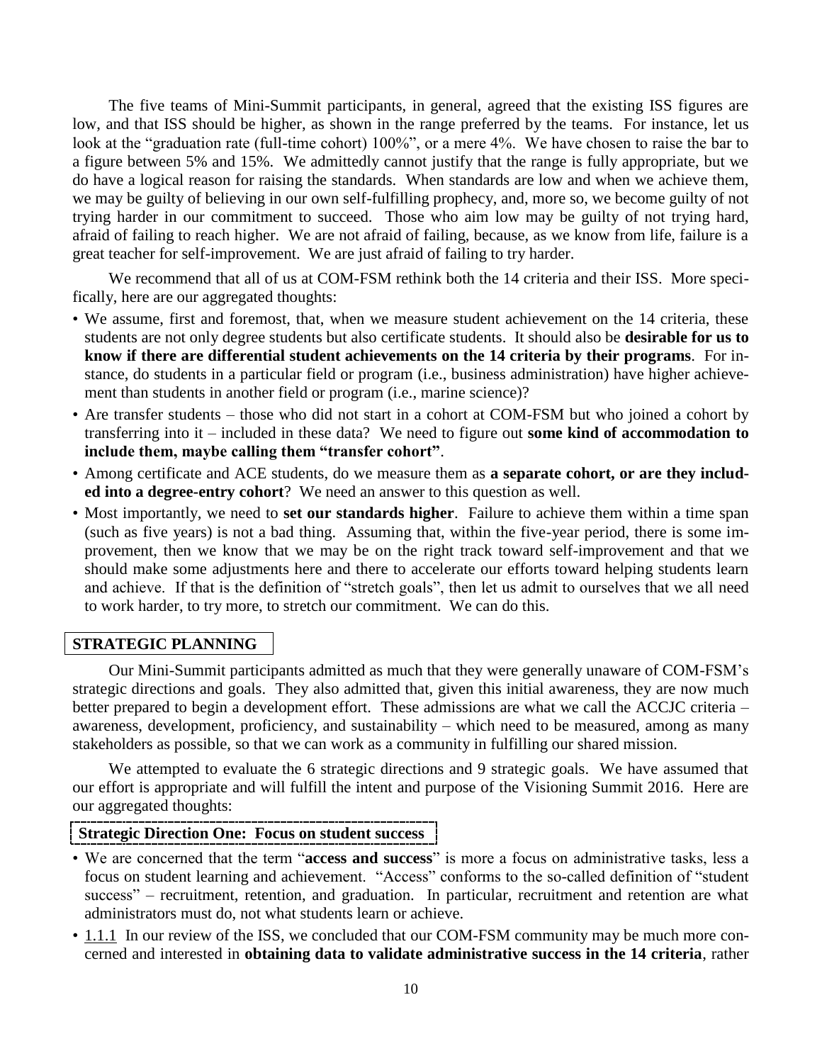The five teams of Mini-Summit participants, in general, agreed that the existing ISS figures are low, and that ISS should be higher, as shown in the range preferred by the teams. For instance, let us look at the "graduation rate (full-time cohort) 100%", or a mere 4%. We have chosen to raise the bar to a figure between 5% and 15%. We admittedly cannot justify that the range is fully appropriate, but we do have a logical reason for raising the standards. When standards are low and when we achieve them, we may be guilty of believing in our own self-fulfilling prophecy, and, more so, we become guilty of not trying harder in our commitment to succeed. Those who aim low may be guilty of not trying hard, afraid of failing to reach higher. We are not afraid of failing, because, as we know from life, failure is a great teacher for self-improvement. We are just afraid of failing to try harder.

We recommend that all of us at COM-FSM rethink both the 14 criteria and their ISS. More specifically, here are our aggregated thoughts:

- We assume, first and foremost, that, when we measure student achievement on the 14 criteria, these students are not only degree students but also certificate students. It should also be **desirable for us to know if there are differential student achievements on the 14 criteria by their programs**. For instance, do students in a particular field or program (i.e., business administration) have higher achievement than students in another field or program (i.e., marine science)?
- Are transfer students – those who did not start in a cohort at COM-FSM but who joined a cohort by transferring into it – included in these data? We need to figure out **some kind of accommodation to include them, maybe calling them "transfer cohort"**.
- Among certificate and ACE students, do we measure them as **a separate cohort, or are they included into a degree-entry cohort**? We need an answer to this question as well.
- Most importantly, we need to **set our standards higher**. Failure to achieve them within a time span (such as five years) is not a bad thing. Assuming that, within the five-year period, there is some improvement, then we know that we may be on the right track toward self-improvement and that we should make some adjustments here and there to accelerate our efforts toward helping students learn and achieve. If that is the definition of "stretch goals", then let us admit to ourselves that we all need to work harder, to try more, to stretch our commitment. We can do this.

## STRATEGIC PLANNING

Our Mini-Summit participants admitted as much that they were generally unaware of COM-FSM's strategic directions and goals. They also admitted that, given this initial awareness, they are now much better prepared to begin a development effort. These admissions are what we call the ACCJC criteria – awareness, development, proficiency, and sustainability – which need to be measured, among as many stakeholders as possible, so that we can work as a community in fulfilling our shared mission.

We attempted to evaluate the 6 strategic directions and 9 strategic goals. We have assumed that our effort is appropriate and will fulfill the intent and purpose of the Visioning Summit 2016. Here are our aggregated thoughts:

### Strategic Direction One: Focus on student success

- We are concerned that the term "**access and success**" is more a focus on administrative tasks, less a focus on student learning and achievement. "Access" conforms to the so-called definition of "student success" – recruitment, retention, and graduation. In particular, recruitment and retention are what administrators must do, not what students learn or achieve.
- 1.1.1 In our review of the ISS, we concluded that our COM-FSM community may be much more concerned and interested in **obtaining data to validate administrative success in the 14 criteria**, rather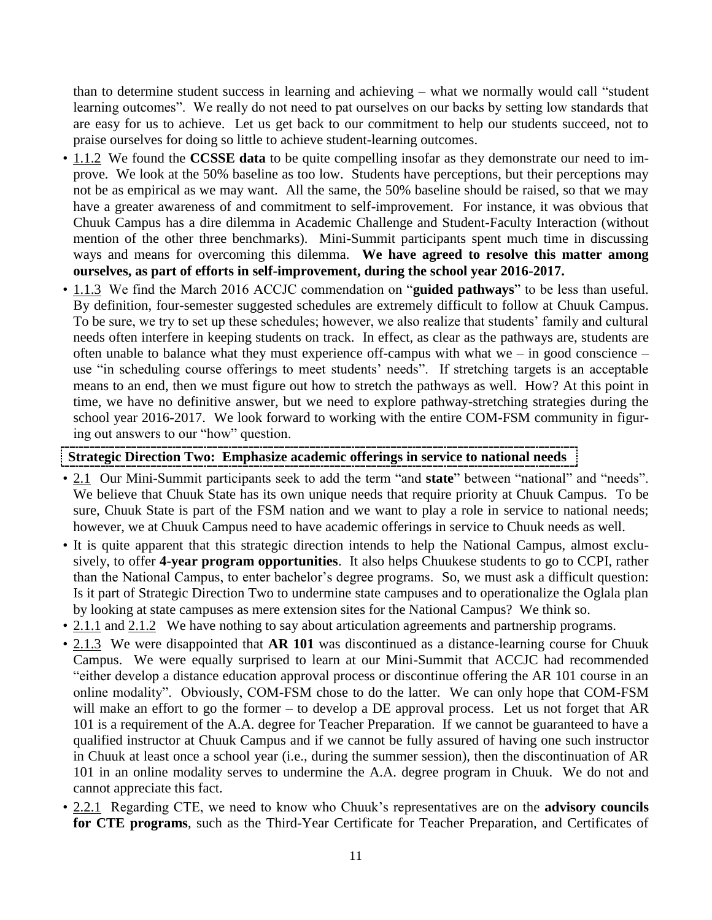than to determine student success in learning and achieving – what we normally would call "student learning outcomes". We really do not need to pat ourselves on our backs by setting low standards that are easy for us to achieve. Let us get back to our commitment to help our students succeed, not to praise ourselves for doing so little to achieve student-learning outcomes.

- 1.1.2 We found the **CCSSE data** to be quite compelling insofar as they demonstrate our need to improve. We look at the 50% baseline as too low. Students have perceptions, but their perceptions may not be as empirical as we may want. All the same, the 50% baseline should be raised, so that we may have a greater awareness of and commitment to self-improvement. For instance, it was obvious that Chuuk Campus has a dire dilemma in Academic Challenge and Student-Faculty Interaction (without mention of the other three benchmarks). Mini-Summit participants spent much time in discussing ways and means for overcoming this dilemma. **We have agreed to resolve this matter among ourselves, as part of efforts in self-improvement, during the school year 2016-2017.**
- 1.1.3 We find the March 2016 ACCJC commendation on "**guided pathways**" to be less than useful. By definition, four-semester suggested schedules are extremely difficult to follow at Chuuk Campus. To be sure, we try to set up these schedules; however, we also realize that students' family and cultural needs often interfere in keeping students on track. In effect, as clear as the pathways are, students are often unable to balance what they must experience off-campus with what we – in good conscience – use "in scheduling course offerings to meet students' needs". If stretching targets is an acceptable means to an end, then we must figure out how to stretch the pathways as well. How? At this point in time, we have no definitive answer, but we need to explore pathway-stretching strategies during the school year 2016-2017. We look forward to working with the entire COM-FSM community in figuring out answers to our "how" question.

**Strategic Direction Two: Emphasize academic offerings in service to national needs**

- 2.1 Our Mini-Summit participants seek to add the term "and **state**" between "national" and "needs". We believe that Chuuk State has its own unique needs that require priority at Chuuk Campus. To be sure, Chuuk State is part of the FSM nation and we want to play a role in service to national needs; however, we at Chuuk Campus need to have academic offerings in service to Chuuk needs as well.
- It is quite apparent that this strategic direction intends to help the National Campus, almost exclusively, to offer **4-year program opportunities**. It also helps Chuukese students to go to CCPI, rather than the National Campus, to enter bachelor's degree programs. So, we must ask a difficult question: Is it part of Strategic Direction Two to undermine state campuses and to operationalize the Oglala plan by looking at state campuses as mere extension sites for the National Campus? We think so.
- 2.1.1 and 2.1.2 We have nothing to say about articulation agreements and partnership programs.
- 2.1.3 We were disappointed that **AR 101** was discontinued as a distance-learning course for Chuuk Campus. We were equally surprised to learn at our Mini-Summit that ACCJC had recommended "either develop a distance education approval process or discontinue offering the AR 101 course in an online modality". Obviously, COM-FSM chose to do the latter. We can only hope that COM-FSM will make an effort to go the former – to develop a DE approval process. Let us not forget that AR 101 is a requirement of the A.A. degree for Teacher Preparation. If we cannot be guaranteed to have a qualified instructor at Chuuk Campus and if we cannot be fully assured of having one such instructor in Chuuk at least once a school year (i.e., during the summer session), then the discontinuation of AR 101 in an online modality serves to undermine the A.A. degree program in Chuuk. We do not and cannot appreciate this fact.
- 2.2.1 Regarding CTE, we need to know who Chuuk's representatives are on the **advisory councils for CTE programs**, such as the Third-Year Certificate for Teacher Preparation, and Certificates of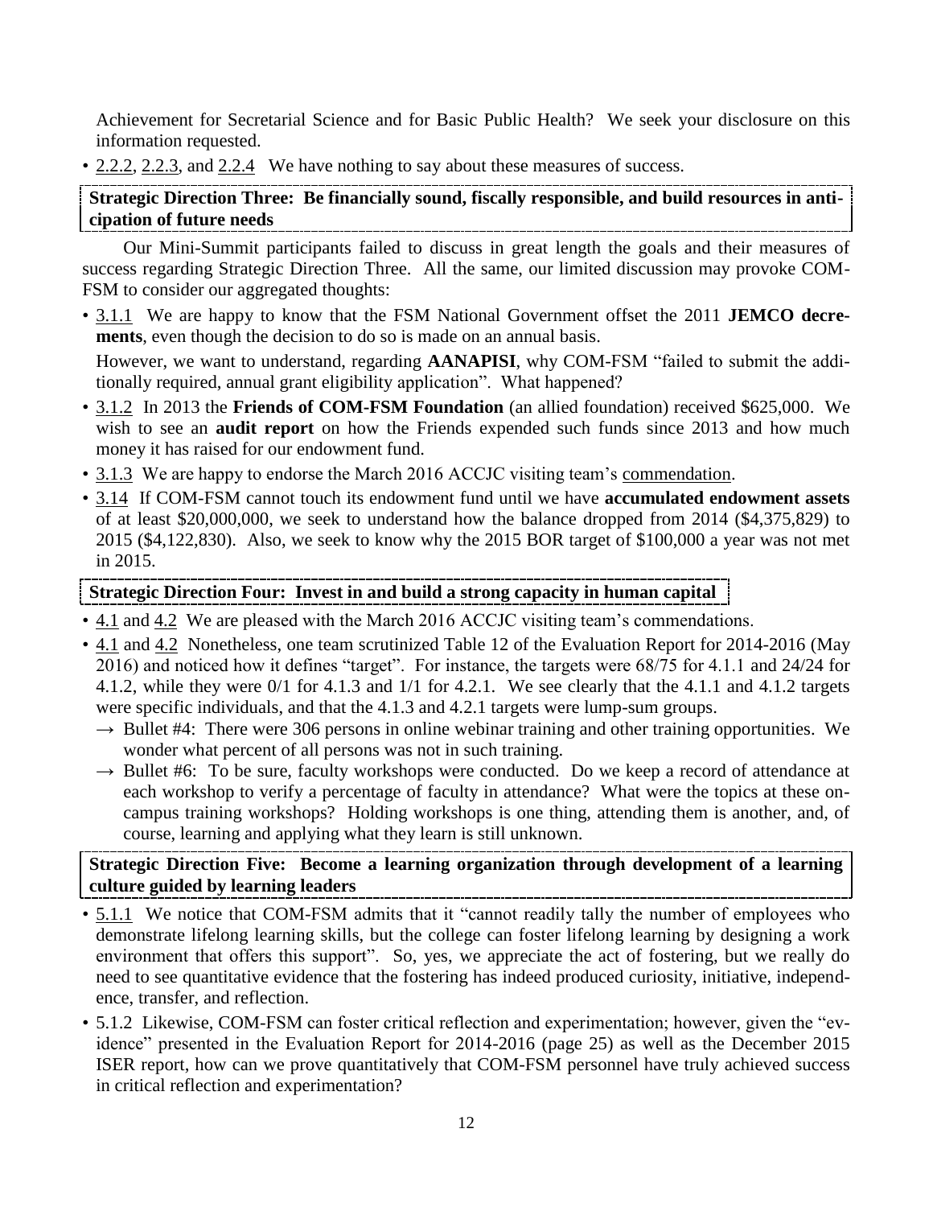Achievement for Secretarial Science and for Basic Public Health? We seek your disclosure on this information requested.

- 2.2.2, 2.2.3, and 2.2.4 We have nothing to say about these measures of success.

**Strategic Direction Three: Be financially sound, fiscally responsible, and build resources in anticipation of future needs**

Our Mini-Summit participants failed to discuss in great length the goals and their measures of success regarding Strategic Direction Three. All the same, our limited discussion may provoke COM-FSM to consider our aggregated thoughts:

- 3.1.1 We are happy to know that the FSM National Government offset the 2011 **JEMCO decrements**, even though the decision to do so is made on an annual basis.

  However, we want to understand, regarding **AANAPISI**, why COM-FSM "failed to submit the additionally required, annual grant eligibility application". What happened?
- 3.1.2 In 2013 the **Friends of COM-FSM Foundation** (an allied foundation) received $625,000. We wish to see an **audit report** on how the Friends expended such funds since 2013 and how much money it has raised for our endowment fund.
- 3.1.3 We are happy to endorse the March 2016 ACCJC visiting team's commendation.
- 3.14 If COM-FSM cannot touch its endowment fund until we have **accumulated endowment assets** of at least $20,000,000, we seek to understand how the balance dropped from 2014 ($4,375,829) to 2015 ($4,122,830). Also, we seek to know why the 2015 BOR target of $100,000 a year was not met in 2015.

**Strategic Direction Four: Invest in and build a strong capacity in human capital**

- 4.1 and 4.2 We are pleased with the March 2016 ACCJC visiting team's commendations.
- 4.1 and 4.2 Nonetheless, one team scrutinized Table 12 of the Evaluation Report for 2014-2016 (May 2016) and noticed how it defines "target". For instance, the targets were 68/75 for 4.1.1 and 24/24 for 4.1.2, while they were 0/1 for 4.1.3 and 1/1 for 4.2.1. We see clearly that the 4.1.1 and 4.1.2 targets were specific individuals, and that the 4.1.3 and 4.2.1 targets were lump-sum groups.
  - → Bullet #4: There were 306 persons in online webinar training and other training opportunities. We wonder what percent of all persons was not in such training.
  - → Bullet #6: To be sure, faculty workshops were conducted. Do we keep a record of attendance at each workshop to verify a percentage of faculty in attendance? What were the topics at these on-campus training workshops? Holding workshops is one thing, attending them is another, and, of course, learning and applying what they learn is still unknown.

**Strategic Direction Five: Become a learning organization through development of a learning culture guided by learning leaders**

- 5.1.1 We notice that COM-FSM admits that it "cannot readily tally the number of employees who demonstrate lifelong learning skills, but the college can foster lifelong learning by designing a work environment that offers this support". So, yes, we appreciate the act of fostering, but we really do need to see quantitative evidence that the fostering has indeed produced curiosity, initiative, independence, transfer, and reflection.
- 5.1.2 Likewise, COM-FSM can foster critical reflection and experimentation; however, given the "evidence" presented in the Evaluation Report for 2014-2016 (page 25) as well as the December 2015 ISER report, how can we prove quantitatively that COM-FSM personnel have truly achieved success in critical reflection and experimentation?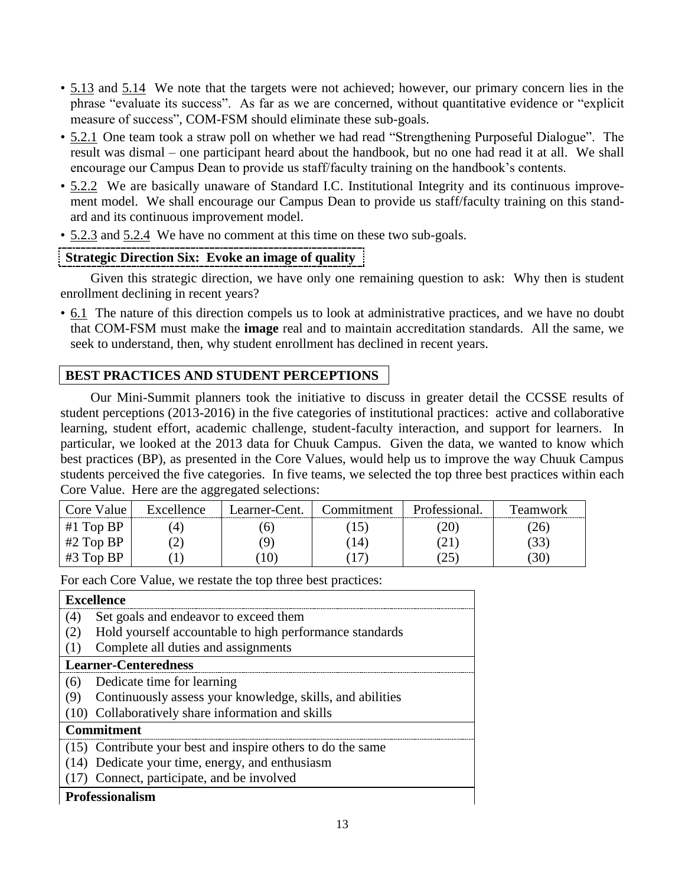- 5.13 and 5.14 We note that the targets were not achieved; however, our primary concern lies in the phrase "evaluate its success". As far as we are concerned, without quantitative evidence or "explicit measure of success", COM-FSM should eliminate these sub-goals.
- 5.2.1 One team took a straw poll on whether we had read "Strengthening Purposeful Dialogue". The result was dismal – one participant heard about the handbook, but no one had read it at all. We shall encourage our Campus Dean to provide us staff/faculty training on the handbook's contents.
- 5.2.2 We are basically unaware of Standard I.C. Institutional Integrity and its continuous improvement model. We shall encourage our Campus Dean to provide us staff/faculty training on this standard and its continuous improvement model.
- 5.2.3 and 5.2.4 We have no comment at this time on these two sub-goals.

**Strategic Direction Six: Evoke an image of quality**

Given this strategic direction, we have only one remaining question to ask: Why then is student enrollment declining in recent years?

- 6.1 The nature of this direction compels us to look at administrative practices, and we have no doubt that COM-FSM must make the **image** real and to maintain accreditation standards. All the same, we seek to understand, then, why student enrollment has declined in recent years.

## BEST PRACTICES AND STUDENT PERCEPTIONS

Our Mini-Summit planners took the initiative to discuss in greater detail the CCSSE results of student perceptions (2013-2016) in the five categories of institutional practices: active and collaborative learning, student effort, academic challenge, student-faculty interaction, and support for learners. In particular, we looked at the 2013 data for Chuuk Campus. Given the data, we wanted to know which best practices (BP), as presented in the Core Values, would help us to improve the way Chuuk Campus students perceived the five categories. In five teams, we selected the top three best practices within each Core Value. Here are the aggregated selections:

| Core Value | Excellence | Learner-Cent. | Commitment | Professional. | Teamwork |
|---|---|---|---|---|---|
| #1 Top BP | (4) | (6) | (15) | (20) | (26) |
| #2 Top BP | (2) | (9) | (14) | (21) | (33) |
| #3 Top BP | (1) | (10) | (17) | (25) | (30) |

For each Core Value, we restate the top three best practices:

| **Excellence** |
|---|
| (4) Set goals and endeavor to exceed them |
| (2) Hold yourself accountable to high performance standards |
| (1) Complete all duties and assignments |
| **Learner-Centeredness** |
| (6) Dedicate time for learning |
| (9) Continuously assess your knowledge, skills, and abilities |
| (10) Collaboratively share information and skills |
| **Commitment** |
| (15) Contribute your best and inspire others to do the same |
| (14) Dedicate your time, energy, and enthusiasm |
| (17) Connect, participate, and be involved |
| **Professionalism** |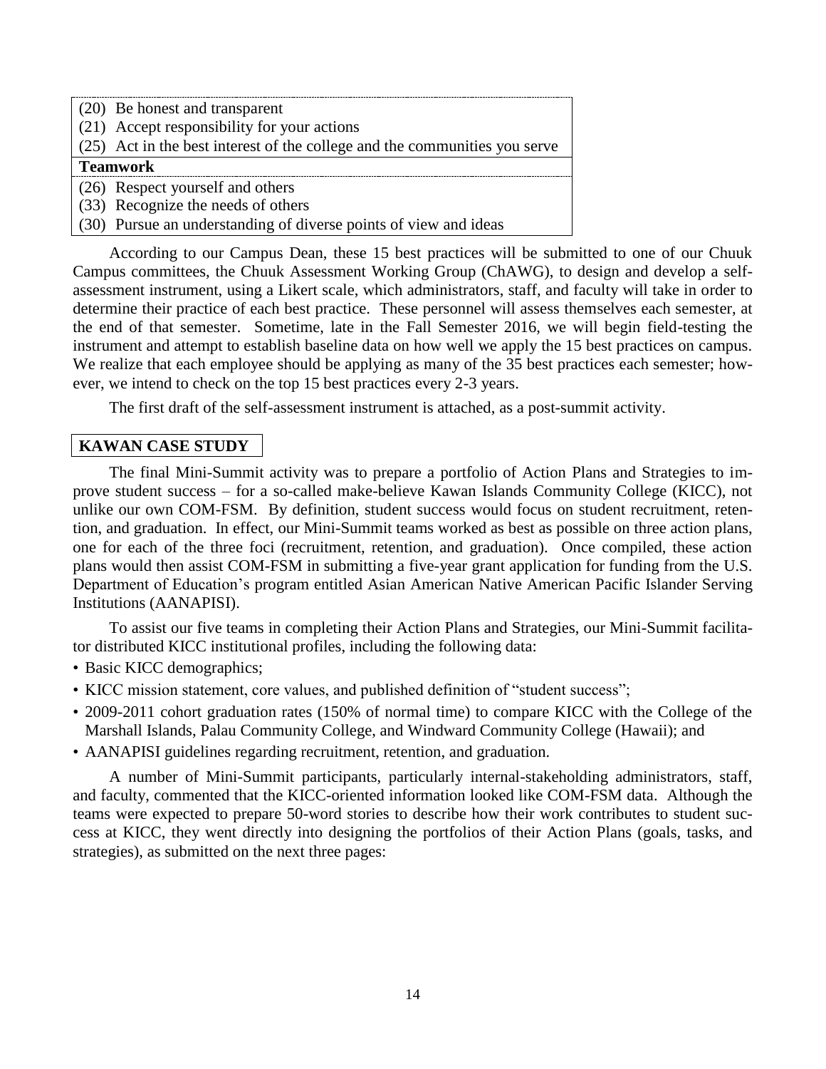| (20) Be honest and transparent |
|---|
| (21) Accept responsibility for your actions |
| (25) Act in the best interest of the college and the communities you serve |
| **Teamwork** |
| (26) Respect yourself and others |
| (33) Recognize the needs of others |
| (30) Pursue an understanding of diverse points of view and ideas |

According to our Campus Dean, these 15 best practices will be submitted to one of our Chuuk Campus committees, the Chuuk Assessment Working Group (ChAWG), to design and develop a self-assessment instrument, using a Likert scale, which administrators, staff, and faculty will take in order to determine their practice of each best practice. These personnel will assess themselves each semester, at the end of that semester. Sometime, late in the Fall Semester 2016, we will begin field-testing the instrument and attempt to establish baseline data on how well we apply the 15 best practices on campus. We realize that each employee should be applying as many of the 35 best practices each semester; however, we intend to check on the top 15 best practices every 2-3 years.

The first draft of the self-assessment instrument is attached, as a post-summit activity.

## KAWAN CASE STUDY

The final Mini-Summit activity was to prepare a portfolio of Action Plans and Strategies to improve student success – for a so-called make-believe Kawan Islands Community College (KICC), not unlike our own COM-FSM. By definition, student success would focus on student recruitment, retention, and graduation. In effect, our Mini-Summit teams worked as best as possible on three action plans, one for each of the three foci (recruitment, retention, and graduation). Once compiled, these action plans would then assist COM-FSM in submitting a five-year grant application for funding from the U.S. Department of Education's program entitled Asian American Native American Pacific Islander Serving Institutions (AANAPISI).

To assist our five teams in completing their Action Plans and Strategies, our Mini-Summit facilitator distributed KICC institutional profiles, including the following data:

- Basic KICC demographics;
- KICC mission statement, core values, and published definition of "student success";
- 2009-2011 cohort graduation rates (150% of normal time) to compare KICC with the College of the Marshall Islands, Palau Community College, and Windward Community College (Hawaii); and
- AANAPISI guidelines regarding recruitment, retention, and graduation.

A number of Mini-Summit participants, particularly internal-stakeholding administrators, staff, and faculty, commented that the KICC-oriented information looked like COM-FSM data. Although the teams were expected to prepare 50-word stories to describe how their work contributes to student success at KICC, they went directly into designing the portfolios of their Action Plans (goals, tasks, and strategies), as submitted on the next three pages: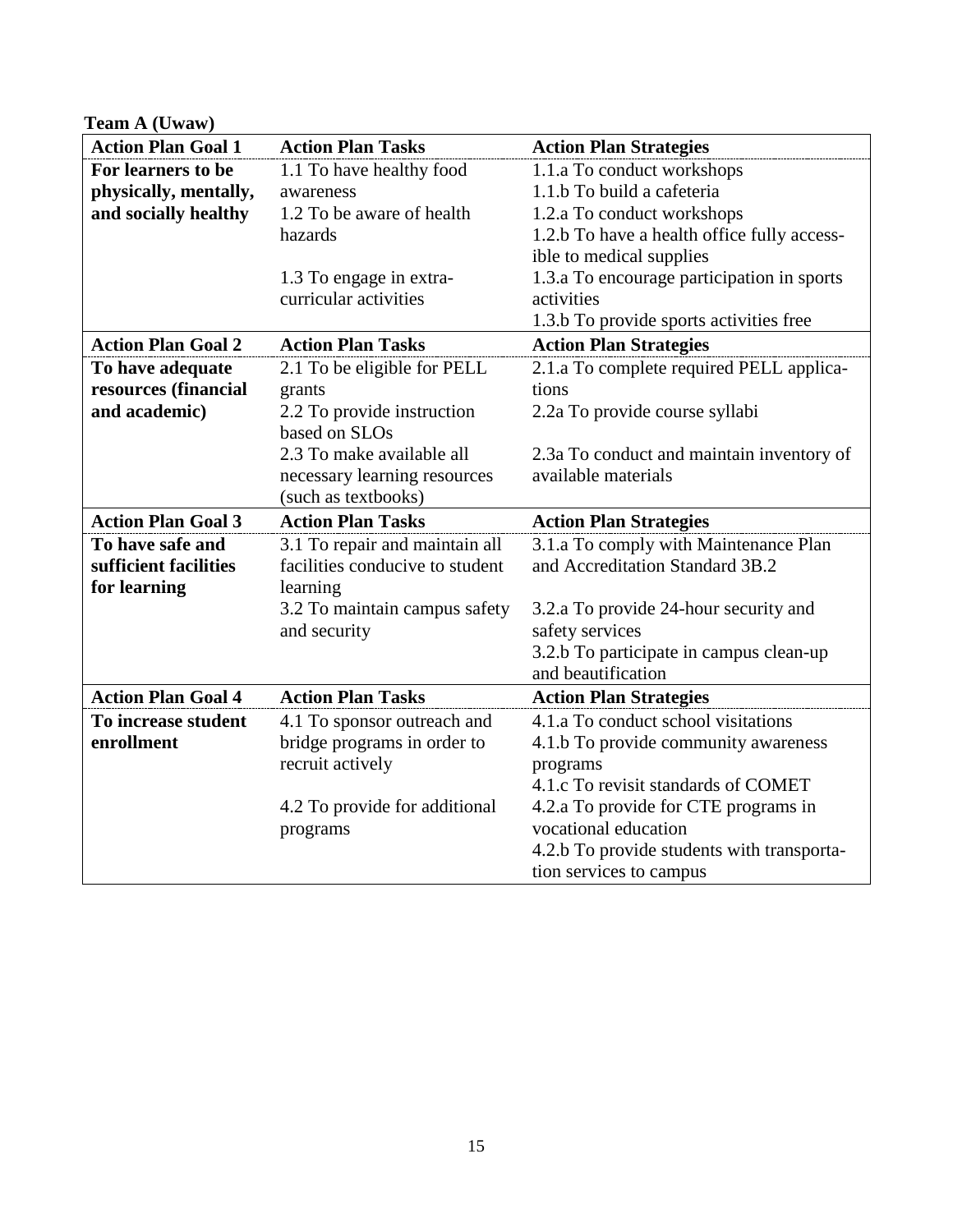**Team A (Uwaw)**

| Action Plan Goal 1 | Action Plan Tasks | Action Plan Strategies |
|---|---|---|
| **For learners to be physically, mentally, and socially healthy** | 1.1 To have healthy food awareness | 1.1.a To conduct workshops<br>1.1.b To build a cafeteria |
| | 1.2 To be aware of health hazards | 1.2.a To conduct workshops<br>1.2.b To have a health office fully accessible to medical supplies |
| | 1.3 To engage in extra-curricular activities | 1.3.a To encourage participation in sports activities<br>1.3.b To provide sports activities free |
| **Action Plan Goal 2** | **Action Plan Tasks** | **Action Plan Strategies** |
| **To have adequate resources (financial and academic)** | 2.1 To be eligible for PELL grants | 2.1.a To complete required PELL applications |
| | 2.2 To provide instruction based on SLOs | 2.2a To provide course syllabi |
| | 2.3 To make available all necessary learning resources (such as textbooks) | 2.3a To conduct and maintain inventory of available materials |
| **Action Plan Goal 3** | **Action Plan Tasks** | **Action Plan Strategies** |
| **To have safe and sufficient facilities for learning** | 3.1 To repair and maintain all facilities conducive to student learning | 3.1.a To comply with Maintenance Plan and Accreditation Standard 3B.2 |
| | 3.2 To maintain campus safety and security | 3.2.a To provide 24-hour security and safety services<br>3.2.b To participate in campus clean-up and beautification |
| **Action Plan Goal 4** | **Action Plan Tasks** | **Action Plan Strategies** |
| **To increase student enrollment** | 4.1 To sponsor outreach and bridge programs in order to recruit actively | 4.1.a To conduct school visitations<br>4.1.b To provide community awareness programs<br>4.1.c To revisit standards of COMET |
| | 4.2 To provide for additional programs | 4.2.a To provide for CTE programs in vocational education<br>4.2.b To provide students with transportation services to campus |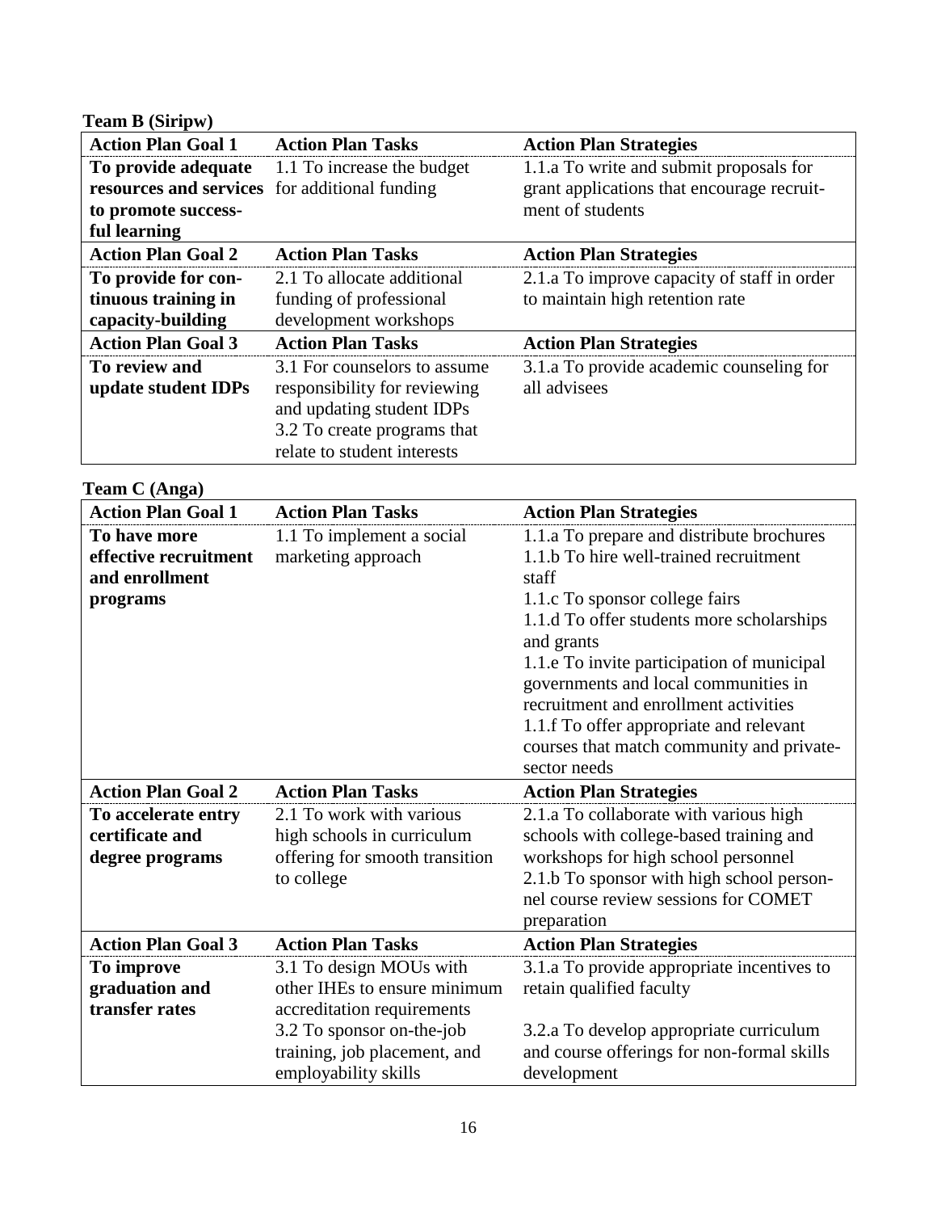**Team B (Siripw)**

| Action Plan Goal 1 | Action Plan Tasks | Action Plan Strategies |
|---|---|---|
| **To provide adequate resources and services to promote successful learning** | 1.1 To increase the budget for additional funding | 1.1.a To write and submit proposals for grant applications that encourage recruitment of students |
| **Action Plan Goal 2** | **Action Plan Tasks** | **Action Plan Strategies** |
| **To provide for continuous training in capacity-building** | 2.1 To allocate additional funding of professional development workshops | 2.1.a To improve capacity of staff in order to maintain high retention rate |
| **Action Plan Goal 3** | **Action Plan Tasks** | **Action Plan Strategies** |
| **To review and update student IDPs** | 3.1 For counselors to assume responsibility for reviewing and updating student IDPs<br>3.2 To create programs that relate to student interests | 3.1.a To provide academic counseling for all advisees |

**Team C (Anga)**

| Action Plan Goal 1 | Action Plan Tasks | Action Plan Strategies |
|---|---|---|
| **To have more effective recruitment and enrollment programs** | 1.1 To implement a social marketing approach | 1.1.a To prepare and distribute brochures<br>1.1.b To hire well-trained recruitment staff<br>1.1.c To sponsor college fairs<br>1.1.d To offer students more scholarships and grants<br>1.1.e To invite participation of municipal governments and local communities in recruitment and enrollment activities<br>1.1.f To offer appropriate and relevant courses that match community and private-sector needs |
| **Action Plan Goal 2** | **Action Plan Tasks** | **Action Plan Strategies** |
| **To accelerate entry certificate and degree programs** | 2.1 To work with various high schools in curriculum offering for smooth transition to college | 2.1.a To collaborate with various high schools with college-based training and workshops for high school personnel<br>2.1.b To sponsor with high school personnel course review sessions for COMET preparation |
| **Action Plan Goal 3** | **Action Plan Tasks** | **Action Plan Strategies** |
| **To improve graduation and transfer rates** | 3.1 To design MOUs with other IHEs to ensure minimum accreditation requirements<br>3.2 To sponsor on-the-job training, job placement, and employability skills | 3.1.a To provide appropriate incentives to retain qualified faculty<br>3.2.a To develop appropriate curriculum and course offerings for non-formal skills development |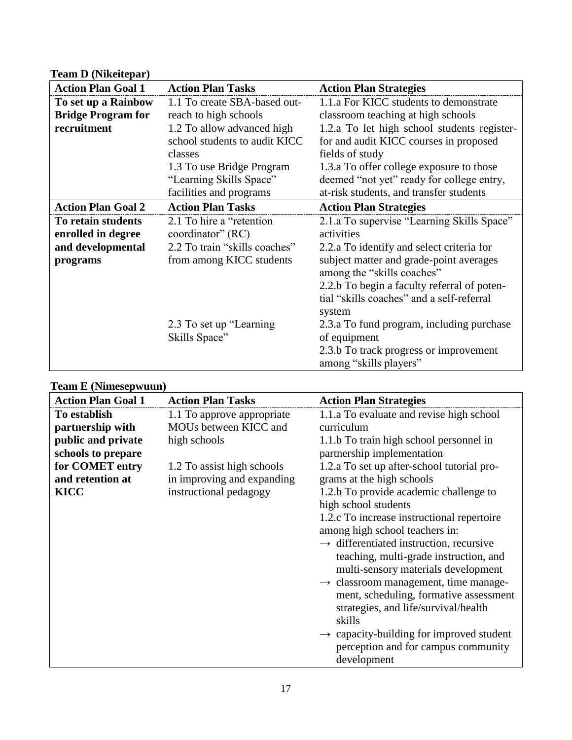**Team D (Nikeitepar)**

| Action Plan Goal 1 | Action Plan Tasks | Action Plan Strategies |
|---|---|---|
| **To set up a Rainbow Bridge Program for recruitment** | 1.1 To create SBA-based outreach to high schools | 1.1.a For KICC students to demonstrate classroom teaching at high schools |
| | 1.2 To allow advanced high school students to audit KICC classes | 1.2.a To let high school students register-for and audit KICC courses in proposed fields of study |
| | 1.3 To use Bridge Program "Learning Skills Space" facilities and programs | 1.3.a To offer college exposure to those deemed "not yet" ready for college entry, at-risk students, and transfer students |
| **Action Plan Goal 2** | **Action Plan Tasks** | **Action Plan Strategies** |
| **To retain students enrolled in degree and developmental programs** | 2.1 To hire a "retention coordinator" (RC) | 2.1.a To supervise "Learning Skills Space" activities |
| | 2.2 To train "skills coaches" from among KICC students | 2.2.a To identify and select criteria for subject matter and grade-point averages among the "skills coaches"<br>2.2.b To begin a faculty referral of potential "skills coaches" and a self-referral system |
| | 2.3 To set up "Learning Skills Space" | 2.3.a To fund program, including purchase of equipment<br>2.3.b To track progress or improvement among "skills players" |

**Team E (Nimesepwuun)**

| Action Plan Goal 1 | Action Plan Tasks | Action Plan Strategies |
|---|---|---|
| **To establish partnership with public and private schools to prepare for COMET entry and retention at KICC** | 1.1 To approve appropriate MOUs between KICC and high schools | 1.1.a To evaluate and revise high school curriculum<br>1.1.b To train high school personnel in partnership implementation |
| | 1.2 To assist high schools in improving and expanding instructional pedagogy | 1.2.a To set up after-school tutorial programs at the high schools<br>1.2.b To provide academic challenge to high school students<br>1.2.c To increase instructional repertoire among high school teachers in:<br>→ differentiated instruction, recursive teaching, multi-grade instruction, and multi-sensory materials development<br>→ classroom management, time management, scheduling, formative assessment strategies, and life/survival/health skills<br>→ capacity-building for improved student perception and for campus community development |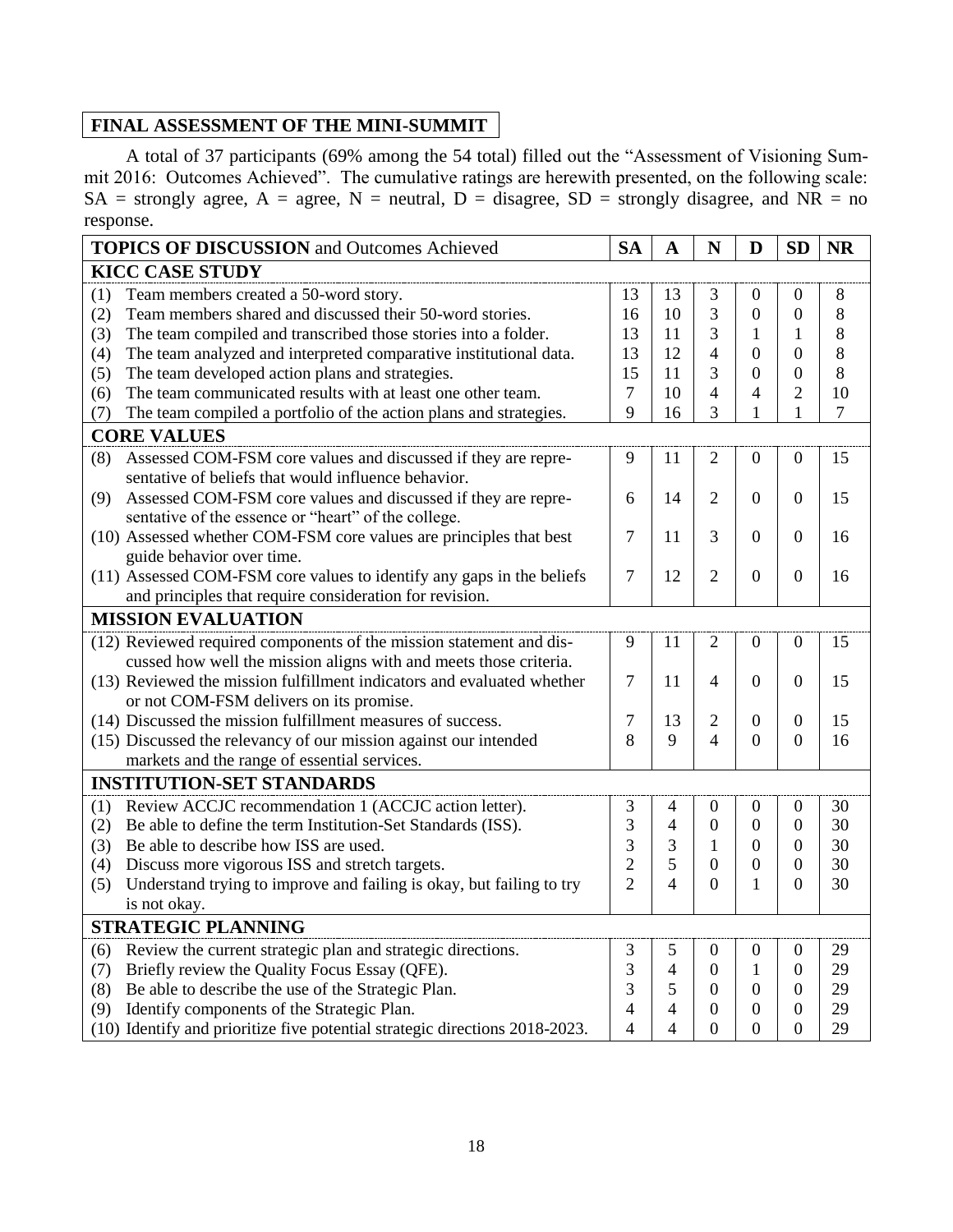## FINAL ASSESSMENT OF THE MINI-SUMMIT

A total of 37 participants (69% among the 54 total) filled out the "Assessment of Visioning Summit 2016: Outcomes Achieved". The cumulative ratings are herewith presented, on the following scale: SA = strongly agree, A = agree, N = neutral, D = disagree, SD = strongly disagree, and NR = no response.

| **TOPICS OF DISCUSSION** and Outcomes Achieved | SA | A | N | D | SD | NR |
|---|---|---|---|---|---|---|
| **KICC CASE STUDY** | | | | | | |
| (1) Team members created a 50-word story. | 13 | 13 | 3 | 0 | 0 | 8 |
| (2) Team members shared and discussed their 50-word stories. | 16 | 10 | 3 | 0 | 0 | 8 |
| (3) The team compiled and transcribed those stories into a folder. | 13 | 11 | 3 | 1 | 1 | 8 |
| (4) The team analyzed and interpreted comparative institutional data. | 13 | 12 | 4 | 0 | 0 | 8 |
| (5) The team developed action plans and strategies. | 15 | 11 | 3 | 0 | 0 | 8 |
| (6) The team communicated results with at least one other team. | 7 | 10 | 4 | 4 | 2 | 10 |
| (7) The team compiled a portfolio of the action plans and strategies. | 9 | 16 | 3 | 1 | 1 | 7 |
| **CORE VALUES** | | | | | | |
| (8) Assessed COM-FSM core values and discussed if they are representative of beliefs that would influence behavior. | 9 | 11 | 2 | 0 | 0 | 15 |
| (9) Assessed COM-FSM core values and discussed if they are representative of the essence or "heart" of the college. | 6 | 14 | 2 | 0 | 0 | 15 |
| (10) Assessed whether COM-FSM core values are principles that best guide behavior over time. | 7 | 11 | 3 | 0 | 0 | 16 |
| (11) Assessed COM-FSM core values to identify any gaps in the beliefs and principles that require consideration for revision. | 7 | 12 | 2 | 0 | 0 | 16 |
| **MISSION EVALUATION** | | | | | | |
| (12) Reviewed required components of the mission statement and discussed how well the mission aligns with and meets those criteria. | 9 | 11 | 2 | 0 | 0 | 15 |
| (13) Reviewed the mission fulfillment indicators and evaluated whether or not COM-FSM delivers on its promise. | 7 | 11 | 4 | 0 | 0 | 15 |
| (14) Discussed the mission fulfillment measures of success. | 7 | 13 | 2 | 0 | 0 | 15 |
| (15) Discussed the relevancy of our mission against our intended markets and the range of essential services. | 8 | 9 | 4 | 0 | 0 | 16 |
| **INSTITUTION-SET STANDARDS** | | | | | | |
| (1) Review ACCJC recommendation 1 (ACCJC action letter). | 3 | 4 | 0 | 0 | 0 | 30 |
| (2) Be able to define the term Institution-Set Standards (ISS). | 3 | 4 | 0 | 0 | 0 | 30 |
| (3) Be able to describe how ISS are used. | 3 | 3 | 1 | 0 | 0 | 30 |
| (4) Discuss more vigorous ISS and stretch targets. | 2 | 5 | 0 | 0 | 0 | 30 |
| (5) Understand trying to improve and failing is okay, but failing to try is not okay. | 2 | 4 | 0 | 1 | 0 | 30 |
| **STRATEGIC PLANNING** | | | | | | |
| (6) Review the current strategic plan and strategic directions. | 3 | 5 | 0 | 0 | 0 | 29 |
| (7) Briefly review the Quality Focus Essay (QFE). | 3 | 4 | 0 | 1 | 0 | 29 |
| (8) Be able to describe the use of the Strategic Plan. | 3 | 5 | 0 | 0 | 0 | 29 |
| (9) Identify components of the Strategic Plan. | 4 | 4 | 0 | 0 | 0 | 29 |
| (10) Identify and prioritize five potential strategic directions 2018-2023. | 4 | 4 | 0 | 0 | 0 | 29 |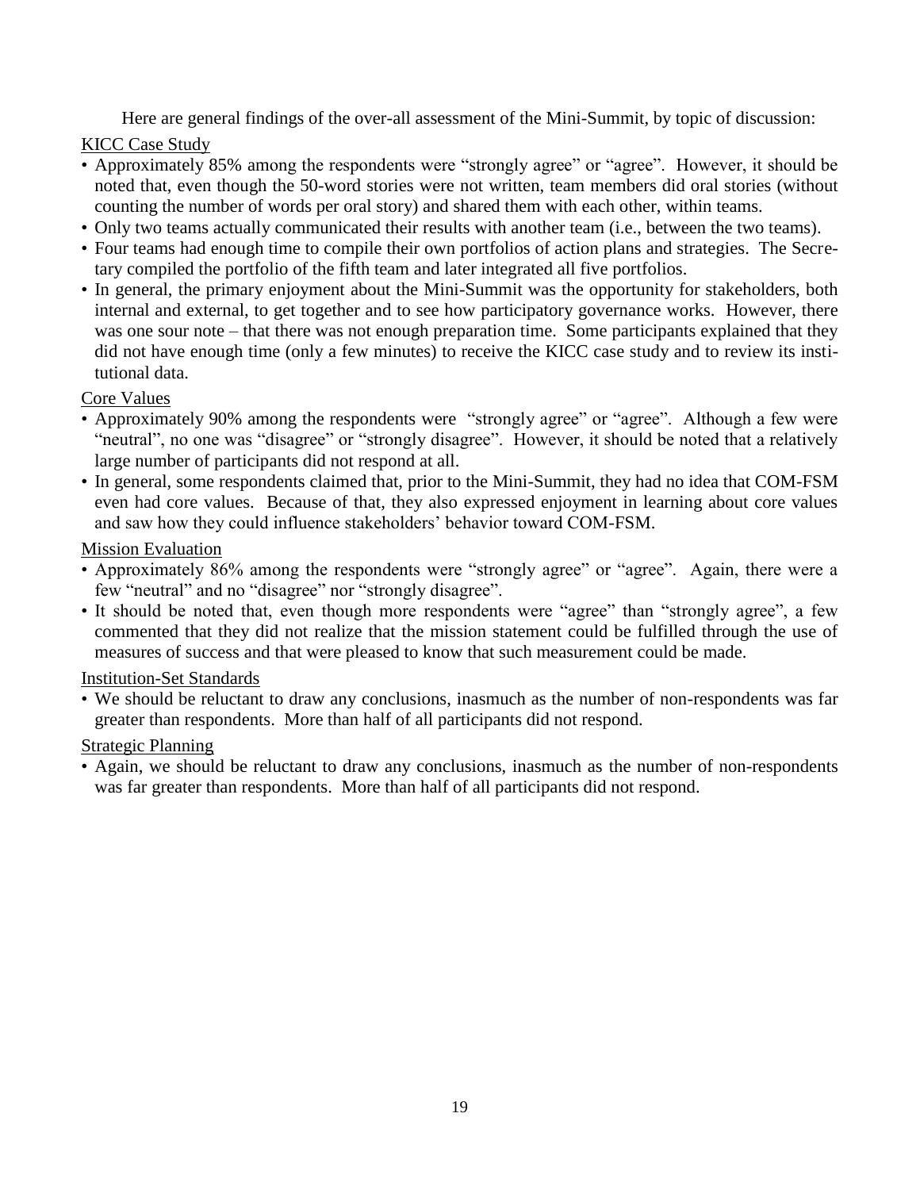Here are general findings of the over-all assessment of the Mini-Summit, by topic of discussion:

<u>KICC Case Study</u>

- Approximately 85% among the respondents were "strongly agree" or "agree". However, it should be noted that, even though the 50-word stories were not written, team members did oral stories (without counting the number of words per oral story) and shared them with each other, within teams.
- Only two teams actually communicated their results with another team (i.e., between the two teams).
- Four teams had enough time to compile their own portfolios of action plans and strategies. The Secretary compiled the portfolio of the fifth team and later integrated all five portfolios.
- In general, the primary enjoyment about the Mini-Summit was the opportunity for stakeholders, both internal and external, to get together and to see how participatory governance works. However, there was one sour note – that there was not enough preparation time. Some participants explained that they did not have enough time (only a few minutes) to receive the KICC case study and to review its institutional data.

<u>Core Values</u>

- Approximately 90% among the respondents were "strongly agree" or "agree". Although a few were "neutral", no one was "disagree" or "strongly disagree". However, it should be noted that a relatively large number of participants did not respond at all.
- In general, some respondents claimed that, prior to the Mini-Summit, they had no idea that COM-FSM even had core values. Because of that, they also expressed enjoyment in learning about core values and saw how they could influence stakeholders' behavior toward COM-FSM.

<u>Mission Evaluation</u>

- Approximately 86% among the respondents were "strongly agree" or "agree". Again, there were a few "neutral" and no "disagree" nor "strongly disagree".
- It should be noted that, even though more respondents were "agree" than "strongly agree", a few commented that they did not realize that the mission statement could be fulfilled through the use of measures of success and that were pleased to know that such measurement could be made.

<u>Institution-Set Standards</u>

- We should be reluctant to draw any conclusions, inasmuch as the number of non-respondents was far greater than respondents. More than half of all participants did not respond.

<u>Strategic Planning</u>

- Again, we should be reluctant to draw any conclusions, inasmuch as the number of non-respondents was far greater than respondents. More than half of all participants did not respond.